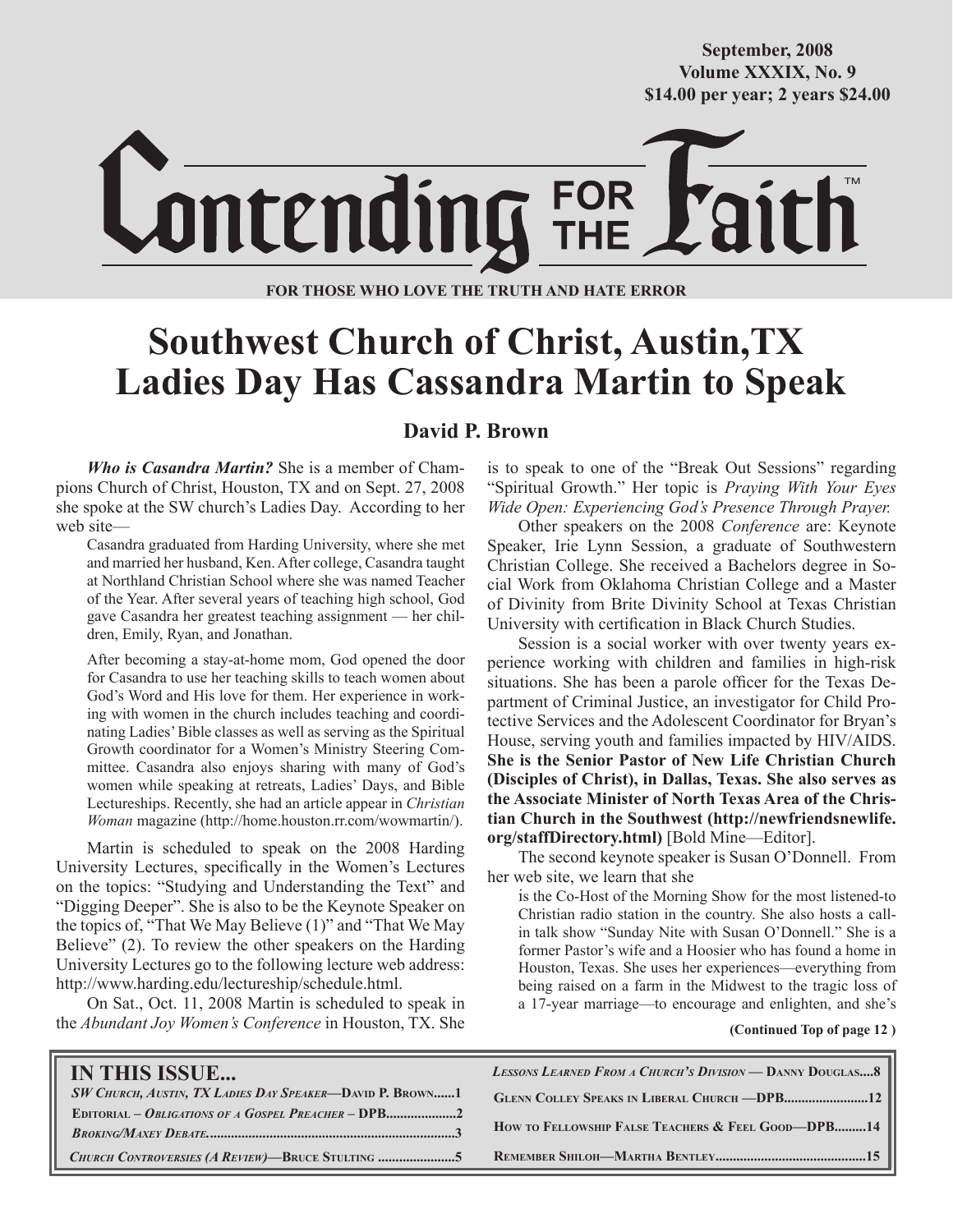September, 2008
Volume XXXIX, No. 9
$14.00 per year; 2 years $24.00

# Contending FOR THE Faith™

**FOR THOSE WHO LOVE THE TRUTH AND HATE ERROR**

# Southwest Church of Christ, Austin,TX Ladies Day Has Cassandra Martin to Speak

## David P. Brown

***Who is Casandra Martin?*** She is a member of Champions Church of Christ, Houston, TX and on Sept. 27, 2008 she spoke at the SW church's Ladies Day. According to her web site—

> Casandra graduated from Harding University, where she met and married her husband, Ken. After college, Casandra taught at Northland Christian School where she was named Teacher of the Year. After several years of teaching high school, God gave Casandra her greatest teaching assignment — her children, Emily, Ryan, and Jonathan.
>
> After becoming a stay-at-home mom, God opened the door for Casandra to use her teaching skills to teach women about God's Word and His love for them. Her experience in working with women in the church includes teaching and coordinating Ladies' Bible classes as well as serving as the Spiritual Growth coordinator for a Women's Ministry Steering Committee. Casandra also enjoys sharing with many of God's women while speaking at retreats, Ladies' Days, and Bible Lectureships. Recently, she had an article appear in *Christian Woman* magazine (http://home.houston.rr.com/wowmartin/).

Martin is scheduled to speak on the 2008 Harding University Lectures, specifically in the Women's Lectures on the topics: "Studying and Understanding the Text" and "Digging Deeper". She is also to be the Keynote Speaker on the topics of, "That We May Believe (1)" and "That We May Believe" (2). To review the other speakers on the Harding University Lectures go to the following lecture web address: http://www.harding.edu/lectureship/schedule.html.

On Sat., Oct. 11, 2008 Martin is scheduled to speak in the *Abundant Joy Women's Conference* in Houston, TX. She is to speak to one of the "Break Out Sessions" regarding "Spiritual Growth." Her topic is *Praying With Your Eyes Wide Open: Experiencing God's Presence Through Prayer.*

Other speakers on the 2008 *Conference* are: Keynote Speaker, Irie Lynn Session, a graduate of Southwestern Christian College. She received a Bachelors degree in Social Work from Oklahoma Christian College and a Master of Divinity from Brite Divinity School at Texas Christian University with certification in Black Church Studies.

Session is a social worker with over twenty years experience working with children and families in high-risk situations. She has been a parole officer for the Texas Department of Criminal Justice, an investigator for Child Protective Services and the Adolescent Coordinator for Bryan's House, serving youth and families impacted by HIV/AIDS. **She is the Senior Pastor of New Life Christian Church (Disciples of Christ), in Dallas, Texas. She also serves as the Associate Minister of North Texas Area of the Christian Church in the Southwest (http://newfriendsnewlife.org/staffDirectory.html)** [Bold Mine—Editor].

The second keynote speaker is Susan O'Donnell. From her web site, we learn that she

> is the Co-Host of the Morning Show for the most listened-to Christian radio station in the country. She also hosts a call-in talk show "Sunday Nite with Susan O'Donnell." She is a former Pastor's wife and a Hoosier who has found a home in Houston, Texas. She uses her experiences—everything from being raised on a farm in the Midwest to the tragic loss of a 17-year marriage—to encourage and enlighten, and she's

**(Continued Top of page 12 )**

## IN THIS ISSUE...

- *SW Church, Austin, TX Ladies Day Speaker*—David P. Brown......1
- Editorial – *Obligations of a Gospel Preacher* – DPB....................2
- *Broking/Maxey Debate*......................................................................3
- *Church Controversies (A Review)*—Bruce Stulting ......................5
- *Lessons Learned From a Church's Division* — Danny Douglas....8
- Glenn Colley Speaks in Liberal Church —DPB.......................12
- How to Fellowship False Teachers & Feel Good—DPB.........14
- Remember Shiloh—Martha Bentley...........................................15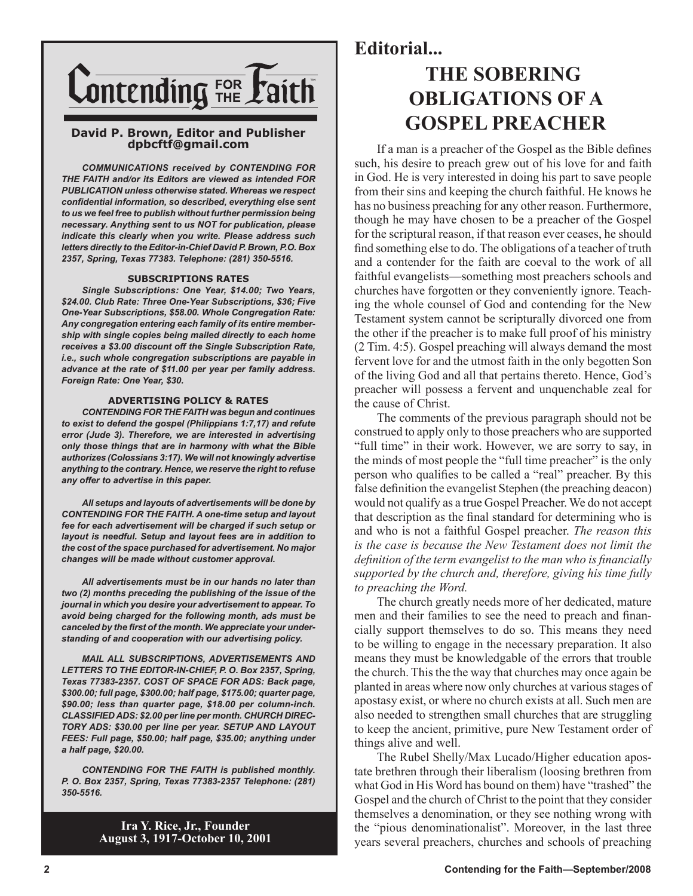# Contending FOR THE Faith™

**David P. Brown, Editor and Publisher**
**dpbcftf@gmail.com**

***COMMUNICATIONS received by CONTENDING FOR THE FAITH and/or its Editors are viewed as intended FOR PUBLICATION unless otherwise stated. Whereas we respect confidential information, so described, everything else sent to us we feel free to publish without further permission being necessary. Anything sent to us NOT for publication, please indicate this clearly when you write. Please address such letters directly to the Editor-in-Chief David P. Brown, P.O. Box 2357, Spring, Texas 77383. Telephone: (281) 350-5516.***

**SUBSCRIPTIONS RATES**

***Single Subscriptions: One Year, $14.00; Two Years, $24.00. Club Rate: Three One-Year Subscriptions, $36; Five One-Year Subscriptions, $58.00. Whole Congregation Rate: Any congregation entering each family of its entire membership with single copies being mailed directly to each home receives a $3.00 discount off the Single Subscription Rate, i.e., such whole congregation subscriptions are payable in advance at the rate of $11.00 per year per family address. Foreign Rate: One Year, $30.***

**ADVERTISING POLICY & RATES**

***CONTENDING FOR THE FAITH was begun and continues to exist to defend the gospel (Philippians 1:7,17) and refute error (Jude 3). Therefore, we are interested in advertising only those things that are in harmony with what the Bible authorizes (Colossians 3:17). We will not knowingly advertise anything to the contrary. Hence, we reserve the right to refuse any offer to advertise in this paper.***

***All setups and layouts of advertisements will be done by CONTENDING FOR THE FAITH. A one-time setup and layout fee for each advertisement will be charged if such setup or layout is needful. Setup and layout fees are in addition to the cost of the space purchased for advertisement. No major changes will be made without customer approval.***

***All advertisements must be in our hands no later than two (2) months preceding the publishing of the issue of the journal in which you desire your advertisement to appear. To avoid being charged for the following month, ads must be canceled by the first of the month. We appreciate your understanding of and cooperation with our advertising policy.***

***MAIL ALL SUBSCRIPTIONS, ADVERTISEMENTS AND LETTERS TO THE EDITOR-IN-CHIEF, P. O. Box 2357, Spring, Texas 77383-2357. COST OF SPACE FOR ADS: Back page, $300.00; full page, $300.00; half page, $175.00; quarter page, $90.00; less than quarter page, $18.00 per column-inch. CLASSIFIED ADS: $2.00 per line per month. CHURCH DIRECTORY ADS: $30.00 per line per year. SETUP AND LAYOUT FEES: Full page, $50.00; half page, $35.00; anything under a half page, $20.00.***

***CONTENDING FOR THE FAITH is published monthly. P. O. Box 2357, Spring, Texas 77383-2357 Telephone: (281) 350-5516.***

**Ira Y. Rice, Jr., Founder**
**August 3, 1917-October 10, 2001**

## Editorial...

# THE SOBERING OBLIGATIONS OF A GOSPEL PREACHER

If a man is a preacher of the Gospel as the Bible defines such, his desire to preach grew out of his love for and faith in God. He is very interested in doing his part to save people from their sins and keeping the church faithful. He knows he has no business preaching for any other reason. Furthermore, though he may have chosen to be a preacher of the Gospel for the scriptural reason, if that reason ever ceases, he should find something else to do. The obligations of a teacher of truth and a contender for the faith are coeval to the work of all faithful evangelists—something most preachers schools and churches have forgotten or they conveniently ignore. Teaching the whole counsel of God and contending for the New Testament system cannot be scripturally divorced one from the other if the preacher is to make full proof of his ministry (2 Tim. 4:5). Gospel preaching will always demand the most fervent love for and the utmost faith in the only begotten Son of the living God and all that pertains thereto. Hence, God's preacher will possess a fervent and unquenchable zeal for the cause of Christ.

The comments of the previous paragraph should not be construed to apply only to those preachers who are supported "full time" in their work. However, we are sorry to say, in the minds of most people the "full time preacher" is the only person who qualifies to be called a "real" preacher. By this false definition the evangelist Stephen (the preaching deacon) would not qualify as a true Gospel Preacher. We do not accept that description as the final standard for determining who is and who is not a faithful Gospel preacher. *The reason this is the case is because the New Testament does not limit the definition of the term evangelist to the man who is financially supported by the church and, therefore, giving his time fully to preaching the Word.*

The church greatly needs more of her dedicated, mature men and their families to see the need to preach and financially support themselves to do so. This means they need to be willing to engage in the necessary preparation. It also means they must be knowledgable of the errors that trouble the church. This the the way that churches may once again be planted in areas where now only churches at various stages of apostasy exist, or where no church exists at all. Such men are also needed to strengthen small churches that are struggling to keep the ancient, primitive, pure New Testament order of things alive and well.

The Rubel Shelly/Max Lucado/Higher education apostate brethren through their liberalism (loosing brethren from what God in His Word has bound on them) have "trashed" the Gospel and the church of Christ to the point that they consider themselves a denomination, or they see nothing wrong with the "pious denominationalist". Moreover, in the last three years several preachers, churches and schools of preaching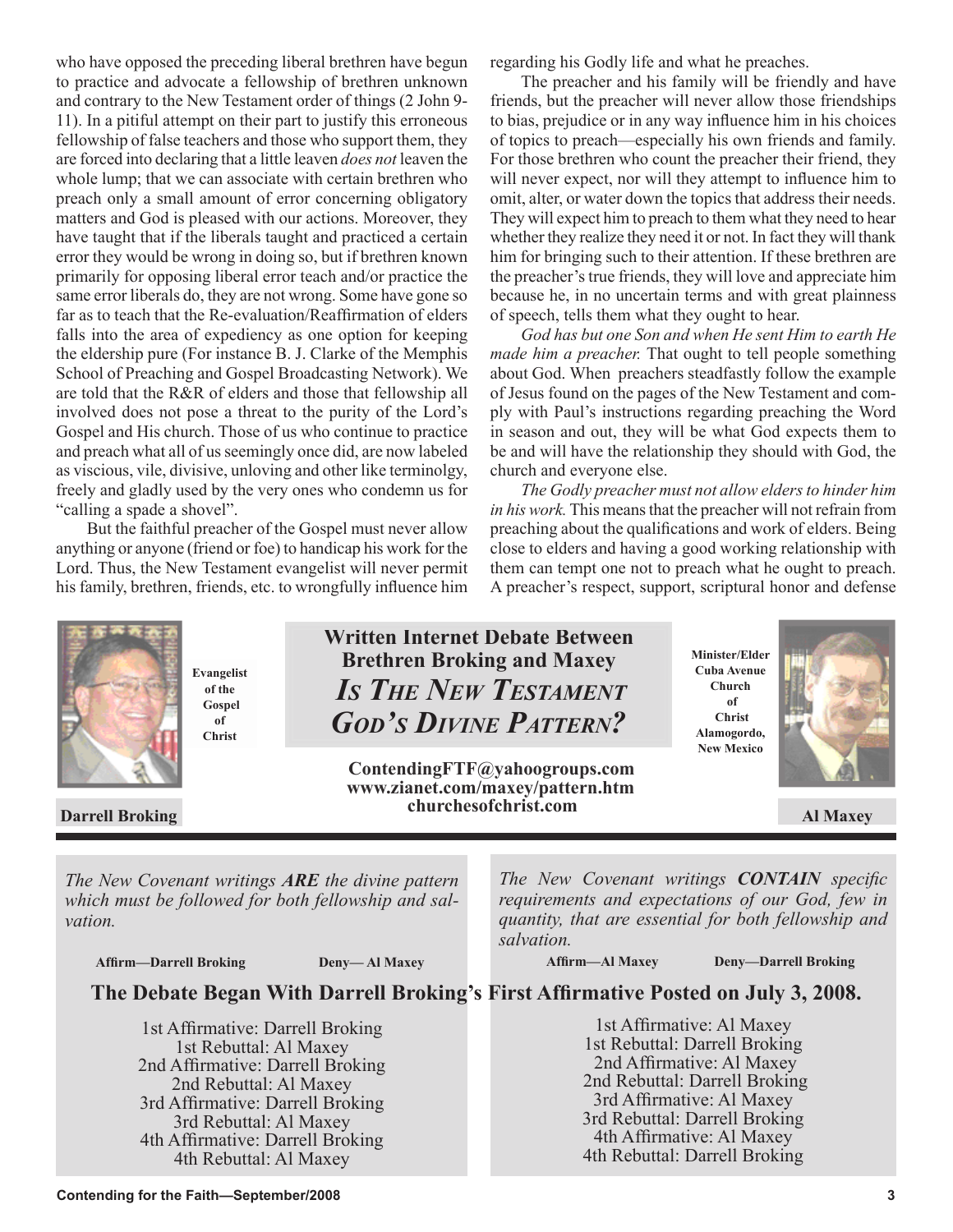who have opposed the preceding liberal brethren have begun to practice and advocate a fellowship of brethren unknown and contrary to the New Testament order of things (2 John 9-11). In a pitiful attempt on their part to justify this erroneous fellowship of false teachers and those who support them, they are forced into declaring that a little leaven *does not* leaven the whole lump; that we can associate with certain brethren who preach only a small amount of error concerning obligatory matters and God is pleased with our actions. Moreover, they have taught that if the liberals taught and practiced a certain error they would be wrong in doing so, but if brethren known primarily for opposing liberal error teach and/or practice the same error liberals do, they are not wrong. Some have gone so far as to teach that the Re-evaluation/Reaffirmation of elders falls into the area of expediency as one option for keeping the eldership pure (For instance B. J. Clarke of the Memphis School of Preaching and Gospel Broadcasting Network). We are told that the R&R of elders and those that fellowship all involved does not pose a threat to the purity of the Lord's Gospel and His church. Those of us who continue to practice and preach what all of us seemingly once did, are now labeled as viscious, vile, divisive, unloving and other like terminolgy, freely and gladly used by the very ones who condemn us for "calling a spade a shovel".

But the faithful preacher of the Gospel must never allow anything or anyone (friend or foe) to handicap his work for the Lord. Thus, the New Testament evangelist will never permit his family, brethren, friends, etc. to wrongfully influence him regarding his Godly life and what he preaches.

The preacher and his family will be friendly and have friends, but the preacher will never allow those friendships to bias, prejudice or in any way influence him in his choices of topics to preach—especially his own friends and family. For those brethren who count the preacher their friend, they will never expect, nor will they attempt to influence him to omit, alter, or water down the topics that address their needs. They will expect him to preach to them what they need to hear whether they realize they need it or not. In fact they will thank him for bringing such to their attention. If these brethren are the preacher's true friends, they will love and appreciate him because he, in no uncertain terms and with great plainness of speech, tells them what they ought to hear.

*God has but one Son and when He sent Him to earth He made him a preacher.* That ought to tell people something about God. When preachers steadfastly follow the example of Jesus found on the pages of the New Testament and comply with Paul's instructions regarding preaching the Word in season and out, they will be what God expects them to be and will have the relationship they should with God, the church and everyone else.

*The Godly preacher must not allow elders to hinder him in his work.* This means that the preacher will not refrain from preaching about the qualifications and work of elders. Being close to elders and having a good working relationship with them can tempt one not to preach what he ought to preach. A preacher's respect, support, scriptural honor and defense

---

**Darrell Broking** — Evangelist of the Gospel of Christ

## Written Internet Debate Between Brethren Broking and Maxey

## *Is The New Testament God's Divine Pattern?*

**ContendingFTF@yahoogroups.com**
**www.zianet.com/maxey/pattern.htm**
**churchesofchrist.com**

**Al Maxey** — Minister/Elder Cuba Avenue Church of Christ Alamogordo, New Mexico

*The New Covenant writings **ARE** the divine pattern which must be followed for both fellowship and salvation.*

**Affirm—Darrell Broking** **Deny—Al Maxey**

*The New Covenant writings **CONTAIN** specific requirements and expectations of our God, few in quantity, that are essential for both fellowship and salvation.*

**Affirm—Al Maxey** **Deny—Darrell Broking**

### The Debate Began With Darrell Broking's First Affirmative Posted on July 3, 2008.

1st Affirmative: Darrell Broking
1st Rebuttal: Al Maxey
2nd Affirmative: Darrell Broking
2nd Rebuttal: Al Maxey
3rd Affirmative: Darrell Broking
3rd Rebuttal: Al Maxey
4th Affirmative: Darrell Broking
4th Rebuttal: Al Maxey

1st Affirmative: Al Maxey
1st Rebuttal: Darrell Broking
2nd Affirmative: Al Maxey
2nd Rebuttal: Darrell Broking
3rd Affirmative: Al Maxey
3rd Rebuttal: Darrell Broking
4th Affirmative: Al Maxey
4th Rebuttal: Darrell Broking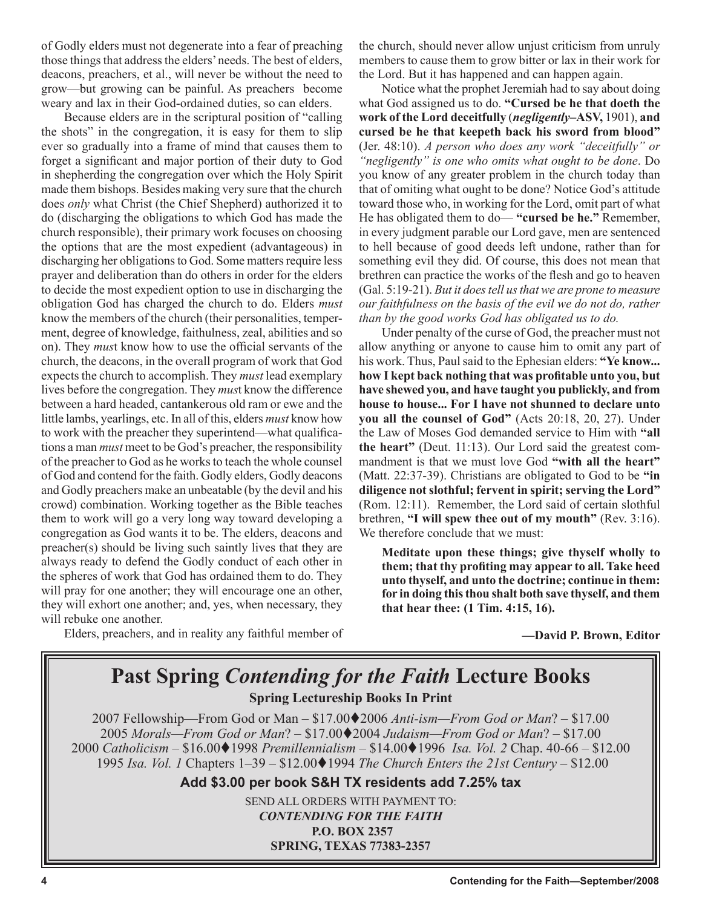of Godly elders must not degenerate into a fear of preaching those things that address the elders' needs. The best of elders, deacons, preachers, et al., will never be without the need to grow—but growing can be painful. As preachers become weary and lax in their God-ordained duties, so can elders.

Because elders are in the scriptural position of "calling the shots" in the congregation, it is easy for them to slip ever so gradually into a frame of mind that causes them to forget a significant and major portion of their duty to God in shepherding the congregation over which the Holy Spirit made them bishops. Besides making very sure that the church does *only* what Christ (the Chief Shepherd) authorized it to do (discharging the obligations to which God has made the church responsible), their primary work focuses on choosing the options that are the most expedient (advantageous) in discharging her obligations to God. Some matters require less prayer and deliberation than do others in order for the elders to decide the most expedient option to use in discharging the obligation God has charged the church to do. Elders *must* know the members of the church (their personalities, temperment, degree of knowledge, faithulness, zeal, abilities and so on). They *mus*t know how to use the official servants of the church, the deacons, in the overall program of work that God expects the church to accomplish. They *must* lead exemplary lives before the congregation. They *mus*t know the difference between a hard headed, cantankerous old ram or ewe and the little lambs, yearlings, etc. In all of this, elders *must* know how to work with the preacher they superintend—what qualifications a man *must* meet to be God's preacher, the responsibility of the preacher to God as he works to teach the whole counsel of God and contend for the faith. Godly elders, Godly deacons and Godly preachers make an unbeatable (by the devil and his crowd) combination. Working together as the Bible teaches them to work will go a very long way toward developing a congregation as God wants it to be. The elders, deacons and preacher(s) should be living such saintly lives that they are always ready to defend the Godly conduct of each other in the spheres of work that God has ordained them to do. They will pray for one another; they will encourage one an other, they will exhort one another; and, yes, when necessary, they will rebuke one another.

Elders, preachers, and in reality any faithful member of the church, should never allow unjust criticism from unruly members to cause them to grow bitter or lax in their work for the Lord. But it has happened and can happen again.

Notice what the prophet Jeremiah had to say about doing what God assigned us to do. **"Cursed be he that doeth the work of the Lord deceitfully** (***negligently*–ASV,** 1901), **and cursed be he that keepeth back his sword from blood"** (Jer. 48:10). *A person who does any work "deceitfully" or "negligently" is one who omits what ought to be done*. Do you know of any greater problem in the church today than that of omiting what ought to be done? Notice God's attitude toward those who, in working for the Lord, omit part of what He has obligated them to do— **"cursed be he."** Remember, in every judgment parable our Lord gave, men are sentenced to hell because of good deeds left undone, rather than for something evil they did. Of course, this does not mean that brethren can practice the works of the flesh and go to heaven (Gal. 5:19-21). *But it does tell us that we are prone to measure our faithfulness on the basis of the evil we do not do, rather than by the good works God has obligated us to do.*

Under penalty of the curse of God, the preacher must not allow anything or anyone to cause him to omit any part of his work. Thus, Paul said to the Ephesian elders: **"Ye know... how I kept back nothing that was profitable unto you, but have shewed you, and have taught you publickly, and from house to house... For I have not shunned to declare unto you all the counsel of God"** (Acts 20:18, 20, 27). Under the Law of Moses God demanded service to Him with **"all the heart"** (Deut. 11:13). Our Lord said the greatest commandment is that we must love God **"with all the heart"** (Matt. 22:37-39). Christians are obligated to God to be **"in diligence not slothful; fervent in spirit; serving the Lord"** (Rom. 12:11). Remember, the Lord said of certain slothful brethren, **"I will spew thee out of my mouth"** (Rev. 3:16). We therefore conclude that we must:

> **Meditate upon these things; give thyself wholly to them; that thy profiting may appear to all. Take heed unto thyself, and unto the doctrine; continue in them: for in doing this thou shalt both save thyself, and them that hear thee: (1 Tim. 4:15, 16).**

**—David P. Brown, Editor**

# Past Spring *Contending for the Faith* Lecture Books

**Spring Lectureship Books In Print**

2007 Fellowship—From God or Man – $17.00♦2006 *Anti-ism—From God or Man*? – $17.00
2005 *Morals—From God or Man*? – $17.00♦2004 *Judaism—From God or Man*? – $17.00
2000 *Catholicism* – $16.00♦1998 *Premillennialism* – $14.00♦1996 *Isa. Vol. 2* Chap. 40-66 – $12.00
1995 *Isa. Vol. 1* Chapters 1–39 – $12.00♦1994 *The Church Enters the 21st Century* – $12.00

**Add $3.00 per book S&H TX residents add 7.25% tax**

SEND ALL ORDERS WITH PAYMENT TO:
***CONTENDING FOR THE FAITH***
**P.O. BOX 2357**
**SPRING, TEXAS 77383-2357**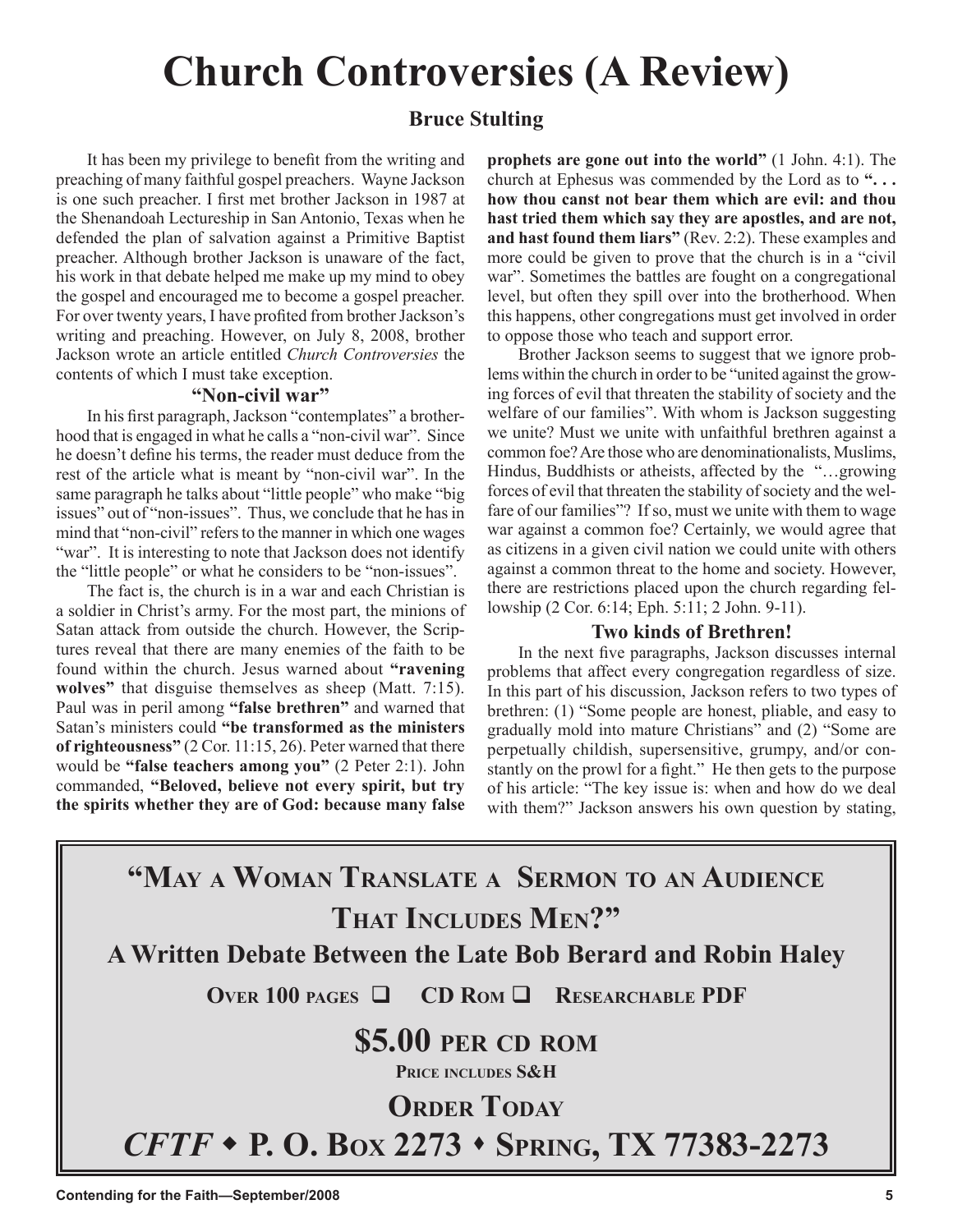# Church Controversies (A Review)

**Bruce Stulting**

It has been my privilege to benefit from the writing and preaching of many faithful gospel preachers. Wayne Jackson is one such preacher. I first met brother Jackson in 1987 at the Shenandoah Lectureship in San Antonio, Texas when he defended the plan of salvation against a Primitive Baptist preacher. Although brother Jackson is unaware of the fact, his work in that debate helped me make up my mind to obey the gospel and encouraged me to become a gospel preacher. For over twenty years, I have profited from brother Jackson's writing and preaching. However, on July 8, 2008, brother Jackson wrote an article entitled *Church Controversies* the contents of which I must take exception.

### "Non-civil war"

In his first paragraph, Jackson "contemplates" a brotherhood that is engaged in what he calls a "non-civil war". Since he doesn't define his terms, the reader must deduce from the rest of the article what is meant by "non-civil war". In the same paragraph he talks about "little people" who make "big issues" out of "non-issues". Thus, we conclude that he has in mind that "non-civil" refers to the manner in which one wages "war". It is interesting to note that Jackson does not identify the "little people" or what he considers to be "non-issues".

The fact is, the church is in a war and each Christian is a soldier in Christ's army. For the most part, the minions of Satan attack from outside the church. However, the Scriptures reveal that there are many enemies of the faith to be found within the church. Jesus warned about **"ravening wolves"** that disguise themselves as sheep (Matt. 7:15). Paul was in peril among **"false brethren"** and warned that Satan's ministers could **"be transformed as the ministers of righteousness"** (2 Cor. 11:15, 26). Peter warned that there would be **"false teachers among you"** (2 Peter 2:1). John commanded, **"Beloved, believe not every spirit, but try the spirits whether they are of God: because many false prophets are gone out into the world"** (1 John. 4:1). The church at Ephesus was commended by the Lord as to **". . . how thou canst not bear them which are evil: and thou hast tried them which say they are apostles, and are not, and hast found them liars"** (Rev. 2:2). These examples and more could be given to prove that the church is in a "civil war". Sometimes the battles are fought on a congregational level, but often they spill over into the brotherhood. When this happens, other congregations must get involved in order to oppose those who teach and support error.

Brother Jackson seems to suggest that we ignore problems within the church in order to be "united against the growing forces of evil that threaten the stability of society and the welfare of our families". With whom is Jackson suggesting we unite? Must we unite with unfaithful brethren against a common foe? Are those who are denominationalists, Muslims, Hindus, Buddhists or atheists, affected by the "…growing forces of evil that threaten the stability of society and the welfare of our families"? If so, must we unite with them to wage war against a common foe? Certainly, we would agree that as citizens in a given civil nation we could unite with others against a common threat to the home and society. However, there are restrictions placed upon the church regarding fellowship (2 Cor. 6:14; Eph. 5:11; 2 John. 9-11).

### Two kinds of Brethren!

In the next five paragraphs, Jackson discusses internal problems that affect every congregation regardless of size. In this part of his discussion, Jackson refers to two types of brethren: (1) "Some people are honest, pliable, and easy to gradually mold into mature Christians" and (2) "Some are perpetually childish, supersensitive, grumpy, and/or constantly on the prowl for a fight." He then gets to the purpose of his article: "The key issue is: when and how do we deal with them?" Jackson answers his own question by stating,

---

**"May a Woman Translate a Sermon to an Audience That Includes Men?"**

**A Written Debate Between the Late Bob Berard and Robin Haley**

**Over 100 pages ❑ CD Rom ❑ Researchable PDF**

**$5.00 per CD ROM**

**Price includes S&H**

**Order Today**

***CFTF*** **• P. O. Box 2273 • Spring, TX 77383-2273**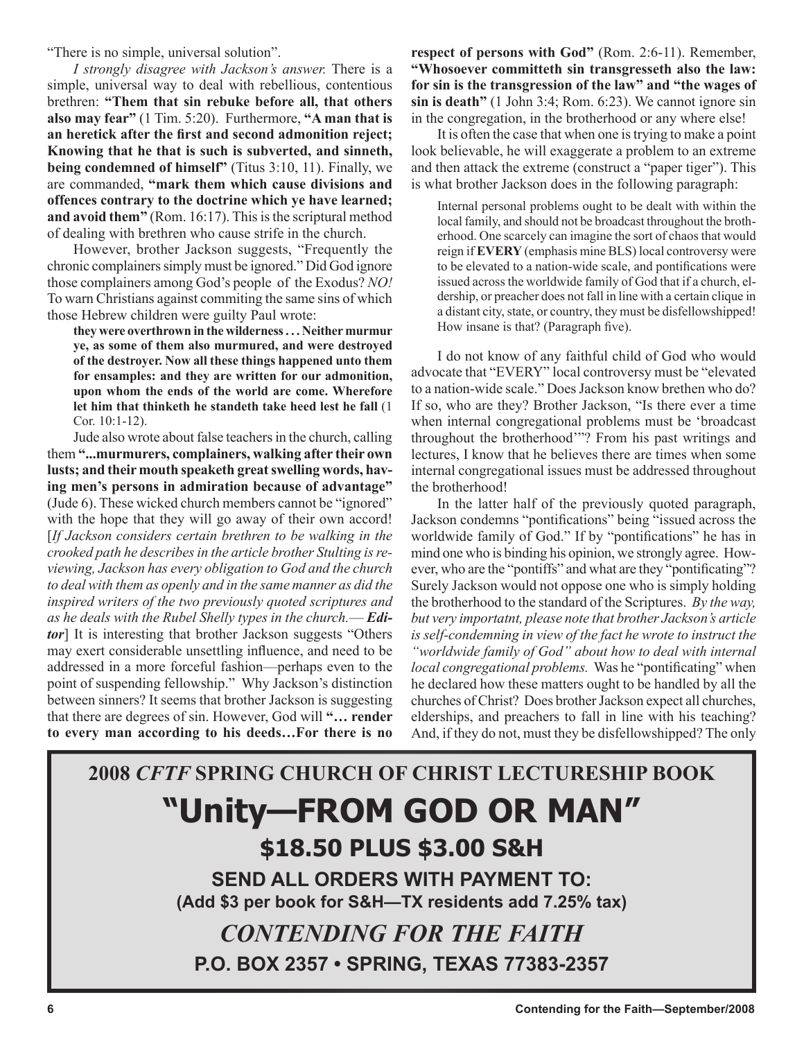"There is no simple, universal solution".

*I strongly disagree with Jackson's answer.* There is a simple, universal way to deal with rebellious, contentious brethren: **"Them that sin rebuke before all, that others also may fear"** (1 Tim. 5:20). Furthermore, **"A man that is an heretick after the first and second admonition reject; Knowing that he that is such is subverted, and sinneth, being condemned of himself"** (Titus 3:10, 11). Finally, we are commanded, **"mark them which cause divisions and offences contrary to the doctrine which ye have learned; and avoid them"** (Rom. 16:17). This is the scriptural method of dealing with brethren who cause strife in the church.

However, brother Jackson suggests, "Frequently the chronic complainers simply must be ignored." Did God ignore those complainers among God's people of the Exodus? *NO!* To warn Christians against commiting the same sins of which those Hebrew children were guilty Paul wrote:

> **they were overthrown in the wilderness . . . Neither murmur ye, as some of them also murmured, and were destroyed of the destroyer. Now all these things happened unto them for ensamples: and they are written for our admonition, upon whom the ends of the world are come. Wherefore let him that thinketh he standeth take heed lest he fall** (1 Cor. 10:1-12).

Jude also wrote about false teachers in the church, calling them **"...murmurers, complainers, walking after their own lusts; and their mouth speaketh great swelling words, having men's persons in admiration because of advantage"** (Jude 6). These wicked church members cannot be "ignored" with the hope that they will go away of their own accord! [*If Jackson considers certain brethren to be walking in the crooked path he describes in the article brother Stulting is reviewing, Jackson has every obligation to God and the church to deal with them as openly and in the same manner as did the inspired writers of the two previously quoted scriptures and as he deals with the Rubel Shelly types in the church.*—***Editor***] It is interesting that brother Jackson suggests "Others may exert considerable unsettling influence, and need to be addressed in a more forceful fashion—perhaps even to the point of suspending fellowship." Why Jackson's distinction between sinners? It seems that brother Jackson is suggesting that there are degrees of sin. However, God will **"… render to every man according to his deeds…For there is no respect of persons with God"** (Rom. 2:6-11). Remember, **"Whosoever committeth sin transgresseth also the law: for sin is the transgression of the law" and "the wages of sin is death"** (1 John 3:4; Rom. 6:23). We cannot ignore sin in the congregation, in the brotherhood or any where else!

It is often the case that when one is trying to make a point look believable, he will exaggerate a problem to an extreme and then attack the extreme (construct a "paper tiger"). This is what brother Jackson does in the following paragraph:

> Internal personal problems ought to be dealt with within the local family, and should not be broadcast throughout the brotherhood. One scarcely can imagine the sort of chaos that would reign if **EVERY** (emphasis mine BLS) local controversy were to be elevated to a nation-wide scale, and pontifications were issued across the worldwide family of God that if a church, eldership, or preacher does not fall in line with a certain clique in a distant city, state, or country, they must be disfellowshipped! How insane is that? (Paragraph five).

I do not know of any faithful child of God who would advocate that "EVERY" local controversy must be "elevated to a nation-wide scale." Does Jackson know brethen who do? If so, who are they? Brother Jackson, "Is there ever a time when internal congregational problems must be 'broadcast throughout the brotherhood'"? From his past writings and lectures, I know that he believes there are times when some internal congregational issues must be addressed throughout the brotherhood!

In the latter half of the previously quoted paragraph, Jackson condemns "pontifications" being "issued across the worldwide family of God." If by "pontifications" he has in mind one who is binding his opinion, we strongly agree. However, who are the "pontiffs" and what are they "pontificating"? Surely Jackson would not oppose one who is simply holding the brotherhood to the standard of the Scriptures. *By the way, but very importatnt, please note that brother Jackson's article is self-condemning in view of the fact he wrote to instruct the "worldwide family of God" about how to deal with internal local congregational problems.* Was he "pontificating" when he declared how these matters ought to be handled by all the churches of Christ? Does brother Jackson expect all churches, elderships, and preachers to fall in line with his teaching? And, if they do not, must they be disfellowshipped? The only

---

**2008 *CFTF* SPRING CHURCH OF CHRIST LECTURESHIP BOOK**

# "Unity—FROM GOD OR MAN"

## $18.50 PLUS $3.00 S&H

**SEND ALL ORDERS WITH PAYMENT TO:**
**(Add $3 per book for S&H—TX residents add 7.25% tax)**

***CONTENDING FOR THE FAITH***

**P.O. BOX 2357 • SPRING, TEXAS 77383-2357**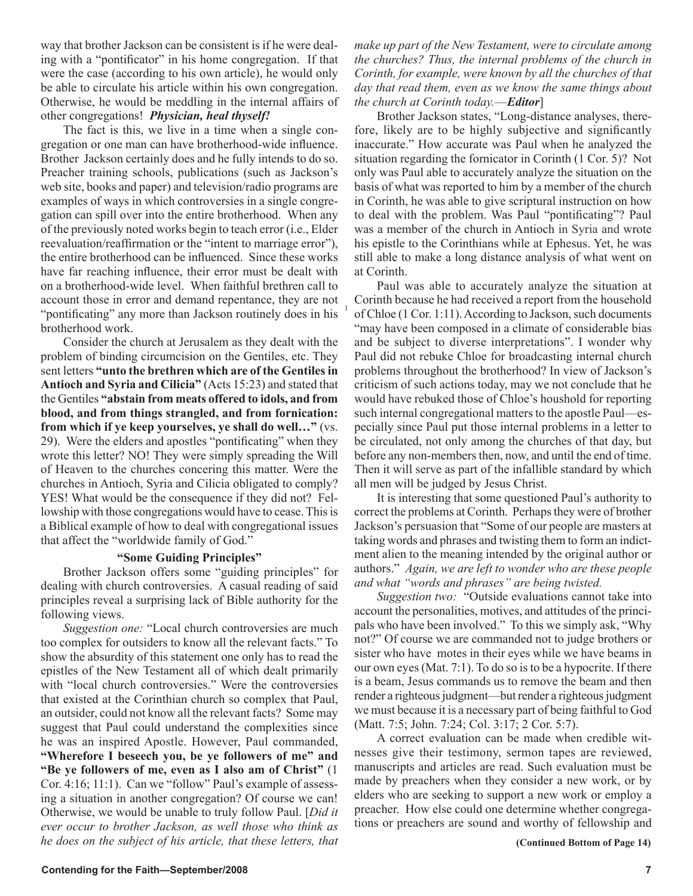way that brother Jackson can be consistent is if he were dealing with a "pontificator" in his home congregation. If that were the case (according to his own article), he would only be able to circulate his article within his own congregation. Otherwise, he would be meddling in the internal affairs of other congregations! ***Physician, heal thyself!***

The fact is this, we live in a time when a single congregation or one man can have brotherhood-wide influence. Brother Jackson certainly does and he fully intends to do so. Preacher training schools, publications (such as Jackson's web site, books and paper) and television/radio programs are examples of ways in which controversies in a single congregation can spill over into the entire brotherhood. When any of the previously noted works begin to teach error (i.e., Elder reevaluation/reaffirmation or the "intent to marriage error"), the entire brotherhood can be influenced. Since these works have far reaching influence, their error must be dealt with on a brotherhood-wide level. When faithful brethren call to account those in error and demand repentance, they are not "pontificating" any more than Jackson routinely does in his brotherhood work.

Consider the church at Jerusalem as they dealt with the problem of binding circumcision on the Gentiles, etc. They sent letters **"unto the brethren which are of the Gentiles in Antioch and Syria and Cilicia"** (Acts 15:23) and stated that the Gentiles **"abstain from meats offered to idols, and from blood, and from things strangled, and from fornication: from which if ye keep yourselves, ye shall do well…"** (vs. 29). Were the elders and apostles "pontificating" when they wrote this letter? NO! They were simply spreading the Will of Heaven to the churches concering this matter. Were the churches in Antioch, Syria and Cilicia obligated to comply? YES! What would be the consequence if they did not? Fellowship with those congregations would have to cease. This is a Biblical example of how to deal with congregational issues that affect the "worldwide family of God."

### "Some Guiding Principles"

Brother Jackson offers some "guiding principles" for dealing with church controversies. A casual reading of said principles reveal a surprising lack of Bible authority for the following views.

*Suggestion one:* "Local church controversies are much too complex for outsiders to know all the relevant facts." To show the absurdity of this statement one only has to read the epistles of the New Testament all of which dealt primarily with "local church controversies." Were the controversies that existed at the Corinthian church so complex that Paul, an outsider, could not know all the relevant facts? Some may suggest that Paul could understand the complexities since he was an inspired Apostle. However, Paul commanded, **"Wherefore I beseech you, be ye followers of me" and "Be ye followers of me, even as I also am of Christ"** (1 Cor. 4:16; 11:1). Can we "follow" Paul's example of assessing a situation in another congregation? Of course we can! Otherwise, we would be unable to truly follow Paul. [*Did it ever occur to brother Jackson, as well those who think as he does on the subject of his article, that these letters, that make up part of the New Testament, were to circulate among the churches? Thus, the internal problems of the church in Corinth, for example, were known by all the churches of that day that read them, even as we know the same things about the church at Corinth today.—**Editor***]

Brother Jackson states, "Long-distance analyses, therefore, likely are to be highly subjective and significantly inaccurate." How accurate was Paul when he analyzed the situation regarding the fornicator in Corinth (1 Cor. 5)? Not only was Paul able to accurately analyze the situation on the basis of what was reported to him by a member of the church in Corinth, he was able to give scriptural instruction on how to deal with the problem. Was Paul "pontificating"? Paul was a member of the church in Antioch in Syria and wrote his epistle to the Corinthians while at Ephesus. Yet, he was still able to make a long distance analysis of what went on at Corinth.

Paul was able to accurately analyze the situation at Corinth because he had received a report from the household of Chloe (1 Cor. 1:11). According to Jackson, such documents "may have been composed in a climate of considerable bias and be subject to diverse interpretations". I wonder why Paul did not rebuke Chloe for broadcasting internal church problems throughout the brotherhood? In view of Jackson's criticism of such actions today, may we not conclude that he would have rebuked those of Chloe's houshold for reporting such internal congregational matters to the apostle Paul—especially since Paul put those internal problems in a letter to be circulated, not only among the churches of that day, but before any non-members then, now, and until the end of time. Then it will serve as part of the infallible standard by which all men will be judged by Jesus Christ.

It is interesting that some questioned Paul's authority to correct the problems at Corinth. Perhaps they were of brother Jackson's persuasion that "Some of our people are masters at taking words and phrases and twisting them to form an indictment alien to the meaning intended by the original author or authors." *Again, we are left to wonder who are these people and what "words and phrases" are being twisted.*

*Suggestion two:* "Outside evaluations cannot take into account the personalities, motives, and attitudes of the principals who have been involved." To this we simply ask, "Why not?" Of course we are commanded not to judge brothers or sister who have motes in their eyes while we have beams in our own eyes (Mat. 7:1). To do so is to be a hypocrite. If there is a beam, Jesus commands us to remove the beam and then render a righteous judgment—but render a righteous judgment we must because it is a necessary part of being faithful to God (Matt. 7:5; John. 7:24; Col. 3:17; 2 Cor. 5:7).

A correct evaluation can be made when credible witnesses give their testimony, sermon tapes are reviewed, manuscripts and articles are read. Such evaluation must be made by preachers when they consider a new work, or by elders who are seeking to support a new work or employ a preacher. How else could one determine whether congregations or preachers are sound and worthy of fellowship and

**(Continued Bottom of Page 14)**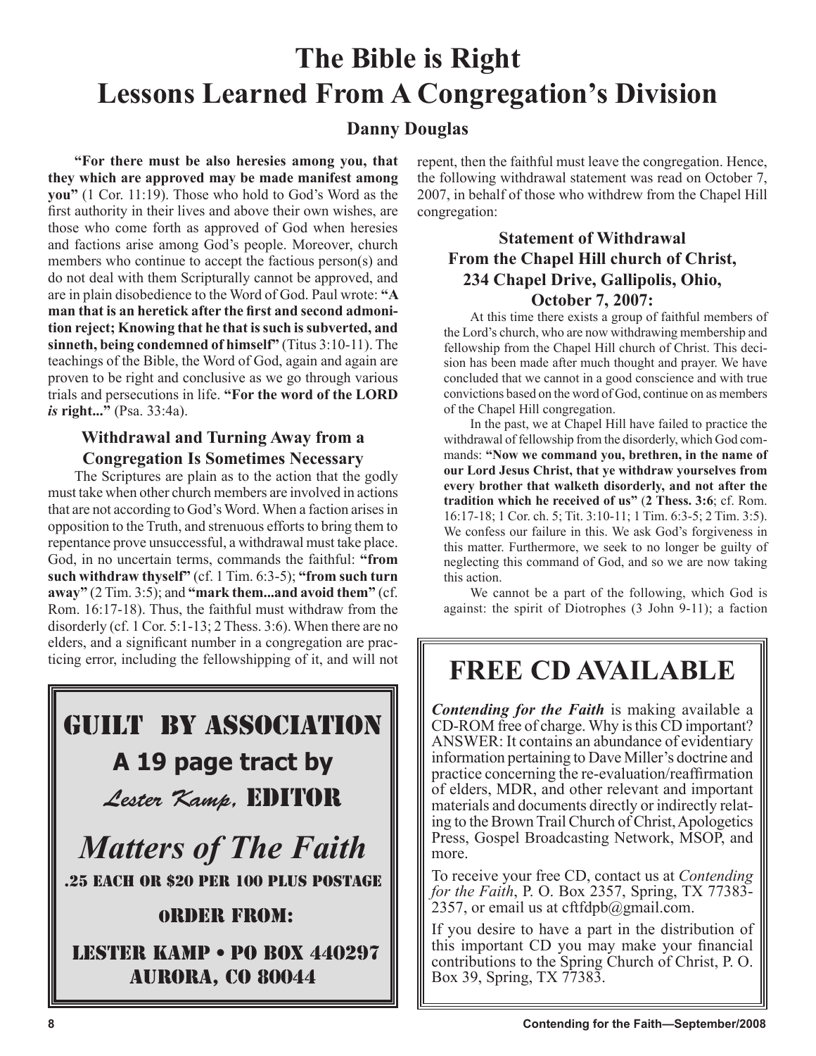# The Bible is Right
# Lessons Learned From A Congregation's Division

**Danny Douglas**

**"For there must be also heresies among you, that they which are approved may be made manifest among you"** (1 Cor. 11:19). Those who hold to God's Word as the first authority in their lives and above their own wishes, are those who come forth as approved of God when heresies and factions arise among God's people. Moreover, church members who continue to accept the factious person(s) and do not deal with them Scripturally cannot be approved, and are in plain disobedience to the Word of God. Paul wrote: **"A man that is an heretick after the first and second admonition reject; Knowing that he that is such is subverted, and sinneth, being condemned of himself"** (Titus 3:10-11). The teachings of the Bible, the Word of God, again and again are proven to be right and conclusive as we go through various trials and persecutions in life. **"For the word of the LORD *is* right..."** (Psa. 33:4a).

### Withdrawal and Turning Away from a Congregation Is Sometimes Necessary

The Scriptures are plain as to the action that the godly must take when other church members are involved in actions that are not according to God's Word. When a faction arises in opposition to the Truth, and strenuous efforts to bring them to repentance prove unsuccessful, a withdrawal must take place. God, in no uncertain terms, commands the faithful: **"from such withdraw thyself"** (cf. 1 Tim. 6:3-5); **"from such turn away"** (2 Tim. 3:5); and **"mark them...and avoid them"** (cf. Rom. 16:17-18). Thus, the faithful must withdraw from the disorderly (cf. 1 Cor. 5:1-13; 2 Thess. 3:6). When there are no elders, and a significant number in a congregation are practicing error, including the fellowshipping of it, and will not repent, then the faithful must leave the congregation. Hence, the following withdrawal statement was read on October 7, 2007, in behalf of those who withdrew from the Chapel Hill congregation:

### Statement of Withdrawal From the Chapel Hill church of Christ, 234 Chapel Drive, Gallipolis, Ohio, October 7, 2007:

At this time there exists a group of faithful members of the Lord's church, who are now withdrawing membership and fellowship from the Chapel Hill church of Christ. This decision has been made after much thought and prayer. We have concluded that we cannot in a good conscience and with true convictions based on the word of God, continue on as members of the Chapel Hill congregation.

In the past, we at Chapel Hill have failed to practice the withdrawal of fellowship from the disorderly, which God commands: **"Now we command you, brethren, in the name of our Lord Jesus Christ, that ye withdraw yourselves from every brother that walketh disorderly, and not after the tradition which he received of us"** (**2 Thess. 3:6**; cf. Rom. 16:17-18; 1 Cor. ch. 5; Tit. 3:10-11; 1 Tim. 6:3-5; 2 Tim. 3:5). We confess our failure in this. We ask God's forgiveness in this matter. Furthermore, we seek to no longer be guilty of neglecting this command of God, and so we are now taking this action.

We cannot be a part of the following, which God is against: the spirit of Diotrophes (3 John 9-11); a faction

---

## GUILT BY ASSOCIATION

**A 19 page tract by**

*Lester Kamp,* EDITOR

*Matters of The Faith*

.25 EACH OR $20 PER 100 PLUS POSTAGE

ORDER FROM:

LESTER KAMP • PO BOX 440297
AURORA, CO 80044

---

## FREE CD AVAILABLE

***Contending for the Faith*** is making available a CD-ROM free of charge. Why is this CD important? ANSWER: It contains an abundance of evidentiary information pertaining to Dave Miller's doctrine and practice concerning the re-evaluation/reaffirmation of elders, MDR, and other relevant and important materials and documents directly or indirectly relating to the Brown Trail Church of Christ, Apologetics Press, Gospel Broadcasting Network, MSOP, and more.

To receive your free CD, contact us at *Contending for the Faith*, P. O. Box 2357, Spring, TX 77383-2357, or email us at cftfdpb@gmail.com.

If you desire to have a part in the distribution of this important CD you may make your financial contributions to the Spring Church of Christ, P. O. Box 39, Spring, TX 77383.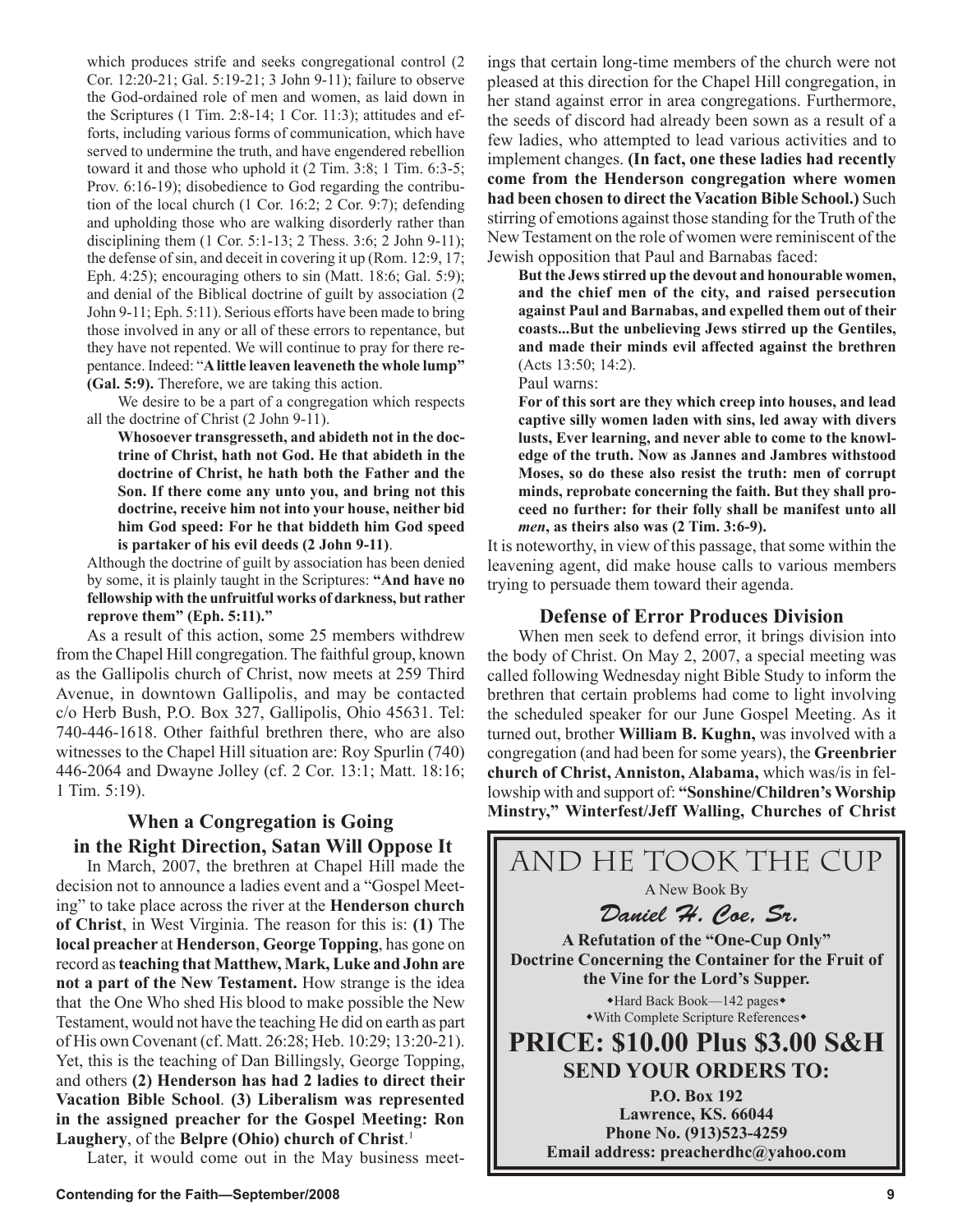which produces strife and seeks congregational control (2 Cor. 12:20-21; Gal. 5:19-21; 3 John 9-11); failure to observe the God-ordained role of men and women, as laid down in the Scriptures (1 Tim. 2:8-14; 1 Cor. 11:3); attitudes and efforts, including various forms of communication, which have served to undermine the truth, and have engendered rebellion toward it and those who uphold it (2 Tim. 3:8; 1 Tim. 6:3-5; Prov. 6:16-19); disobedience to God regarding the contribution of the local church (1 Cor. 16:2; 2 Cor. 9:7); defending and upholding those who are walking disorderly rather than disciplining them (1 Cor. 5:1-13; 2 Thess. 3:6; 2 John 9-11); the defense of sin, and deceit in covering it up (Rom. 12:9, 17; Eph. 4:25); encouraging others to sin (Matt. 18:6; Gal. 5:9); and denial of the Biblical doctrine of guilt by association (2 John 9-11; Eph. 5:11). Serious efforts have been made to bring those involved in any or all of these errors to repentance, but they have not repented. We will continue to pray for there repentance. Indeed: "**A little leaven leaveneth the whole lump" (Gal. 5:9).** Therefore, we are taking this action.

We desire to be a part of a congregation which respects all the doctrine of Christ (2 John 9-11).

> **Whosoever transgresseth, and abideth not in the doctrine of Christ, hath not God. He that abideth in the doctrine of Christ, he hath both the Father and the Son. If there come any unto you, and bring not this doctrine, receive him not into your house, neither bid him God speed: For he that biddeth him God speed is partaker of his evil deeds (2 John 9-11)**.

Although the doctrine of guilt by association has been denied by some, it is plainly taught in the Scriptures: **"And have no fellowship with the unfruitful works of darkness, but rather reprove them" (Eph. 5:11)."**

As a result of this action, some 25 members withdrew from the Chapel Hill congregation. The faithful group, known as the Gallipolis church of Christ, now meets at 259 Third Avenue, in downtown Gallipolis, and may be contacted c/o Herb Bush, P.O. Box 327, Gallipolis, Ohio 45631. Tel: 740-446-1618. Other faithful brethren there, who are also witnesses to the Chapel Hill situation are: Roy Spurlin (740) 446-2064 and Dwayne Jolley (cf. 2 Cor. 13:1; Matt. 18:16; 1 Tim. 5:19).

## When a Congregation is Going in the Right Direction, Satan Will Oppose It

In March, 2007, the brethren at Chapel Hill made the decision not to announce a ladies event and a "Gospel Meeting" to take place across the river at the **Henderson church of Christ**, in West Virginia. The reason for this is: **(1)** The **local preacher** at **Henderson**, **George Topping**, has gone on record as **teaching that Matthew, Mark, Luke and John are not a part of the New Testament.** How strange is the idea that the One Who shed His blood to make possible the New Testament, would not have the teaching He did on earth as part of His own Covenant (cf. Matt. 26:28; Heb. 10:29; 13:20-21). Yet, this is the teaching of Dan Billingsly, George Topping, and others **(2) Henderson has had 2 ladies to direct their Vacation Bible School**. **(3) Liberalism was represented in the assigned preacher for the Gospel Meeting: Ron Laughery**, of the **Belpre (Ohio) church of Christ**.[1]

Later, it would come out in the May business meetings that certain long-time members of the church were not pleased at this direction for the Chapel Hill congregation, in her stand against error in area congregations. Furthermore, the seeds of discord had already been sown as a result of a few ladies, who attempted to lead various activities and to implement changes. **(In fact, one these ladies had recently come from the Henderson congregation where women had been chosen to direct the Vacation Bible School.)** Such stirring of emotions against those standing for the Truth of the New Testament on the role of women were reminiscent of the Jewish opposition that Paul and Barnabas faced:

> **But the Jews stirred up the devout and honourable women, and the chief men of the city, and raised persecution against Paul and Barnabas, and expelled them out of their coasts...But the unbelieving Jews stirred up the Gentiles, and made their minds evil affected against the brethren** (Acts 13:50; 14:2).

Paul warns:

> **For of this sort are they which creep into houses, and lead captive silly women laden with sins, led away with divers lusts, Ever learning, and never able to come to the knowledge of the truth. Now as Jannes and Jambres withstood Moses, so do these also resist the truth: men of corrupt minds, reprobate concerning the faith. But they shall proceed no further: for their folly shall be manifest unto all *men*, as theirs also was (2 Tim. 3:6-9).**

It is noteworthy, in view of this passage, that some within the leavening agent, did make house calls to various members trying to persuade them toward their agenda.

## Defense of Error Produces Division

When men seek to defend error, it brings division into the body of Christ. On May 2, 2007, a special meeting was called following Wednesday night Bible Study to inform the brethren that certain problems had come to light involving the scheduled speaker for our June Gospel Meeting. As it turned out, brother **William B. Kughn,** was involved with a congregation (and had been for some years), the **Greenbrier church of Christ, Anniston, Alabama,** which was/is in fellowship with and support of: **"Sonshine/Children's Worship Minstry," Winterfest/Jeff Walling, Churches of Christ**

---

**AND HE TOOK THE CUP**

A New Book By

***Daniel H. Coe, Sr.***

**A Refutation of the "One-Cup Only" Doctrine Concerning the Container for the Fruit of the Vine for the Lord's Supper.**

◆Hard Back Book—142 pages◆
◆With Complete Scripture References◆

**PRICE: $10.00 Plus $3.00 S&H**

**SEND YOUR ORDERS TO:**

**P.O. Box 192**
**Lawrence, KS. 66044**
**Phone No. (913)523-4259**
**Email address: preacherdhc@yahoo.com**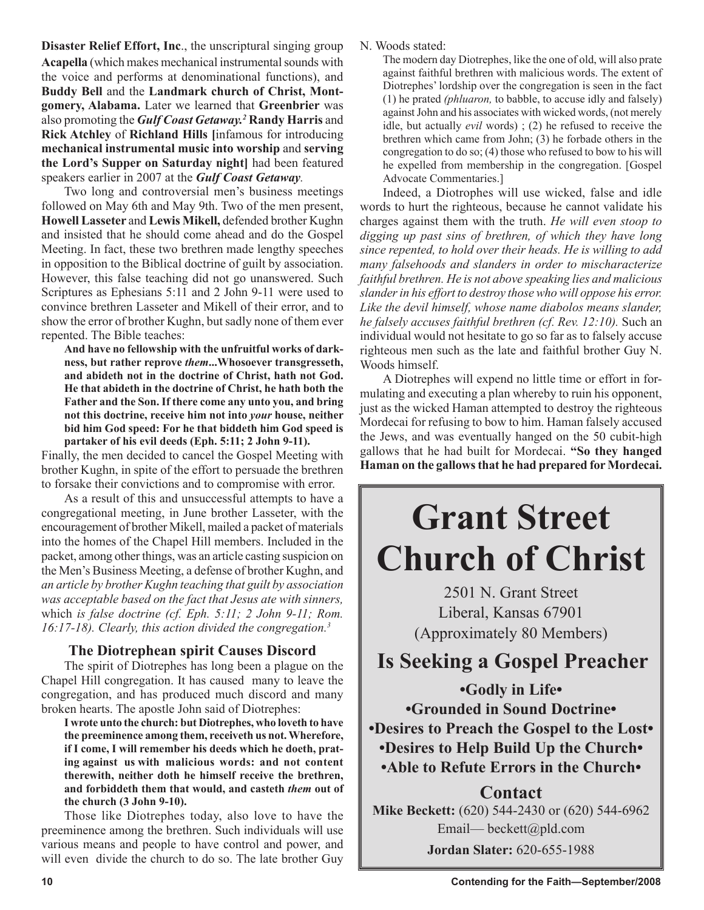**Disaster Relief Effort, Inc**., the unscriptural singing group **Acapella** (which makes mechanical instrumental sounds with the voice and performs at denominational functions), and **Buddy Bell** and the **Landmark church of Christ, Montgomery, Alabama.** Later we learned that **Greenbrier** was also promoting the ***Gulf Coast Getaway.***[2] **Randy Harris** and **Rick Atchley** of **Richland Hills [**infamous for introducing **mechanical instrumental music into worship** and **serving the Lord's Supper on Saturday night]** had been featured speakers earlier in 2007 at the ***Gulf Coast Getaway****.*

Two long and controversial men's business meetings followed on May 6th and May 9th. Two of the men present, **Howell Lasseter** and **Lewis Mikell,** defended brother Kughn and insisted that he should come ahead and do the Gospel Meeting. In fact, these two brethren made lengthy speeches in opposition to the Biblical doctrine of guilt by association. However, this false teaching did not go unanswered. Such Scriptures as Ephesians 5:11 and 2 John 9-11 were used to convince brethren Lasseter and Mikell of their error, and to show the error of brother Kughn, but sadly none of them ever repented. The Bible teaches:

> **And have no fellowship with the unfruitful works of darkness, but rather reprove *them*...Whosoever transgresseth, and abideth not in the doctrine of Christ, hath not God. He that abideth in the doctrine of Christ, he hath both the Father and the Son. If there come any unto you, and bring not this doctrine, receive him not into *your* house, neither bid him God speed: For he that biddeth him God speed is partaker of his evil deeds (Eph. 5:11; 2 John 9-11).**

Finally, the men decided to cancel the Gospel Meeting with brother Kughn, in spite of the effort to persuade the brethren to forsake their convictions and to compromise with error.

As a result of this and unsuccessful attempts to have a congregational meeting, in June brother Lasseter, with the encouragement of brother Mikell, mailed a packet of materials into the homes of the Chapel Hill members. Included in the packet, among other things, was an article casting suspicion on the Men's Business Meeting, a defense of brother Kughn, and *an article by brother Kughn teaching that guilt by association was acceptable based on the fact that Jesus ate with sinners,* which *is false doctrine (cf. Eph. 5:11; 2 John 9-11; Rom. 16:17-18). Clearly, this action divided the congregation.*[3]

### The Diotrephean spirit Causes Discord

The spirit of Diotrephes has long been a plague on the Chapel Hill congregation. It has caused many to leave the congregation, and has produced much discord and many broken hearts. The apostle John said of Diotrephes:

> **I wrote unto the church: but Diotrephes, who loveth to have the preeminence among them, receiveth us not. Wherefore, if I come, I will remember his deeds which he doeth, prating against us with malicious words: and not content therewith, neither doth he himself receive the brethren, and forbiddeth them that would, and casteth *them* out of the church (3 John 9-10).**

Those like Diotrephes today, also love to have the preeminence among the brethren. Such individuals will use various means and people to have control and power, and will even divide the church to do so. The late brother Guy N. Woods stated:

> The modern day Diotrephes, like the one of old, will also prate against faithful brethren with malicious words. The extent of Diotrephes' lordship over the congregation is seen in the fact (1) he prated *(phluaron,* to babble, to accuse idly and falsely) against John and his associates with wicked words, (not merely idle, but actually *evil* words) ; (2) he refused to receive the brethren which came from John; (3) he forbade others in the congregation to do so; (4) those who refused to bow to his will he expelled from membership in the congregation. [Gospel Advocate Commentaries.]

Indeed, a Diotrophes will use wicked, false and idle words to hurt the righteous, because he cannot validate his charges against them with the truth. *He will even stoop to digging up past sins of brethren, of which they have long since repented, to hold over their heads. He is willing to add many falsehoods and slanders in order to mischaracterize faithful brethren. He is not above speaking lies and malicious slander in his effort to destroy those who will oppose his error. Like the devil himself, whose name diabolos means slander, he falsely accuses faithful brethren (cf. Rev. 12:10).* Such an individual would not hesitate to go so far as to falsely accuse righteous men such as the late and faithful brother Guy N. Woods himself.

A Diotrephes will expend no little time or effort in formulating and executing a plan whereby to ruin his opponent, just as the wicked Haman attempted to destroy the righteous Mordecai for refusing to bow to him. Haman falsely accused the Jews, and was eventually hanged on the 50 cubit-high gallows that he had built for Mordecai. **"So they hanged Haman on the gallows that he had prepared for Mordecai.**

---

# Grant Street Church of Christ

2501 N. Grant Street
Liberal, Kansas 67901
(Approximately 80 Members)

## Is Seeking a Gospel Preacher

**•Godly in Life•**
**•Grounded in Sound Doctrine•**
**•Desires to Preach the Gospel to the Lost•**
**•Desires to Help Build Up the Church•**
**•Able to Refute Errors in the Church•**

### Contact

**Mike Beckett:** (620) 544-2430 or (620) 544-6962
Email— beckett@pld.com
**Jordan Slater:** 620-655-1988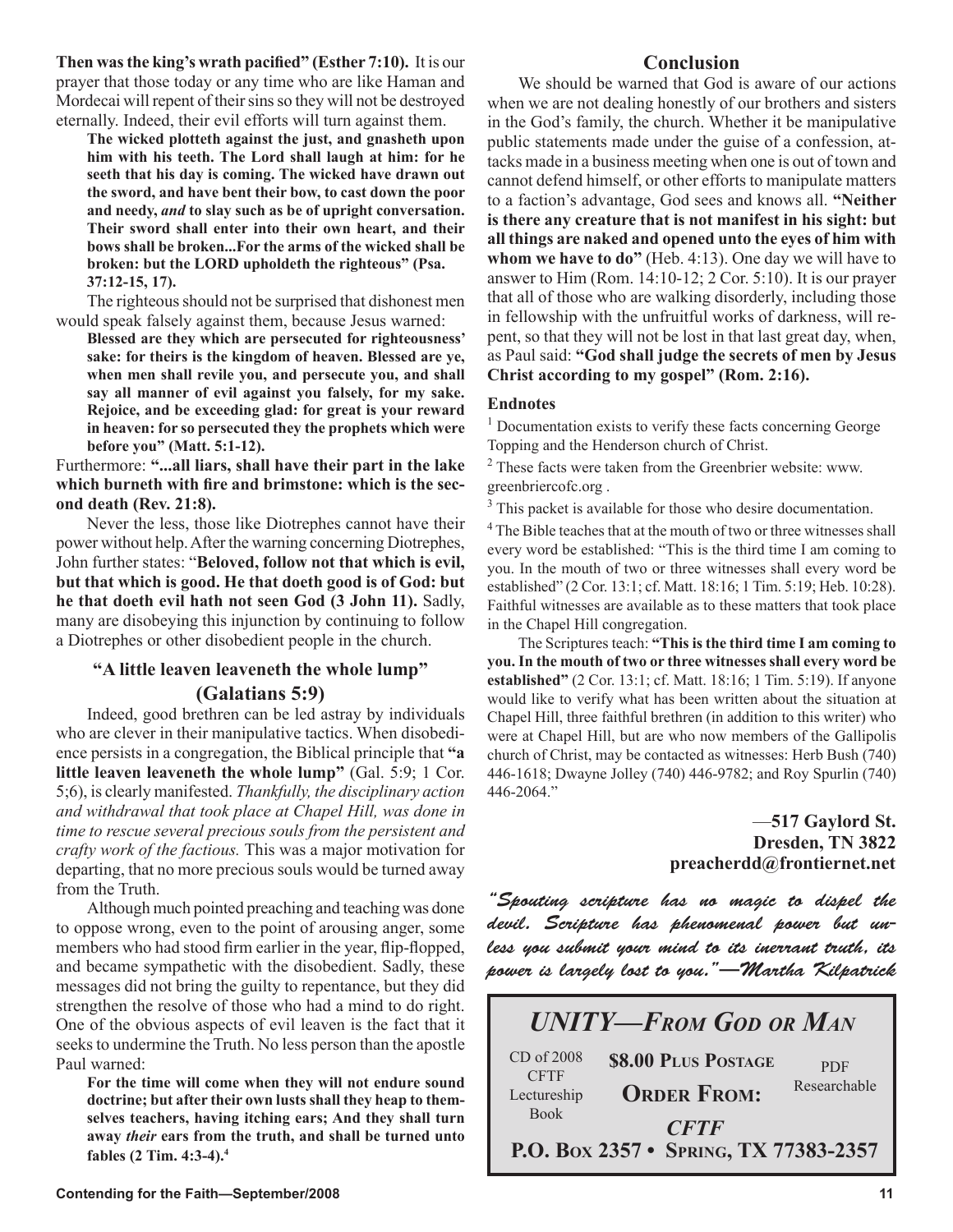**Then was the king's wrath pacified" (Esther 7:10).** It is our prayer that those today or any time who are like Haman and Mordecai will repent of their sins so they will not be destroyed eternally. Indeed, their evil efforts will turn against them.

> **The wicked plotteth against the just, and gnasheth upon him with his teeth. The Lord shall laugh at him: for he seeth that his day is coming. The wicked have drawn out the sword, and have bent their bow, to cast down the poor and needy, *and* to slay such as be of upright conversation. Their sword shall enter into their own heart, and their bows shall be broken...For the arms of the wicked shall be broken: but the LORD upholdeth the righteous" (Psa. 37:12-15, 17).**

The righteous should not be surprised that dishonest men would speak falsely against them, because Jesus warned:

> **Blessed are they which are persecuted for righteousness' sake: for theirs is the kingdom of heaven. Blessed are ye, when men shall revile you, and persecute you, and shall say all manner of evil against you falsely, for my sake. Rejoice, and be exceeding glad: for great is your reward in heaven: for so persecuted they the prophets which were before you" (Matt. 5:1-12).**

Furthermore: **"...all liars, shall have their part in the lake which burneth with fire and brimstone: which is the second death (Rev. 21:8).**

Never the less, those like Diotrephes cannot have their power without help. After the warning concerning Diotrephes, John further states: "**Beloved, follow not that which is evil, but that which is good. He that doeth good is of God: but he that doeth evil hath not seen God (3 John 11).** Sadly, many are disobeying this injunction by continuing to follow a Diotrephes or other disobedient people in the church.

## "A little leaven leaveneth the whole lump" (Galatians 5:9)

Indeed, good brethren can be led astray by individuals who are clever in their manipulative tactics. When disobedience persists in a congregation, the Biblical principle that **"a little leaven leaveneth the whole lump"** (Gal. 5:9; 1 Cor. 5;6), is clearly manifested. *Thankfully, the disciplinary action and withdrawal that took place at Chapel Hill, was done in time to rescue several precious souls from the persistent and crafty work of the factious.* This was a major motivation for departing, that no more precious souls would be turned away from the Truth.

Although much pointed preaching and teaching was done to oppose wrong, even to the point of arousing anger, some members who had stood firm earlier in the year, flip-flopped, and became sympathetic with the disobedient. Sadly, these messages did not bring the guilty to repentance, but they did strengthen the resolve of those who had a mind to do right. One of the obvious aspects of evil leaven is the fact that it seeks to undermine the Truth. No less person than the apostle Paul warned:

> **For the time will come when they will not endure sound doctrine; but after their own lusts shall they heap to themselves teachers, having itching ears; And they shall turn away *their* ears from the truth, and shall be turned unto fables (2 Tim. 4:3-4).**[4]

## Conclusion

We should be warned that God is aware of our actions when we are not dealing honestly of our brothers and sisters in the God's family, the church. Whether it be manipulative public statements made under the guise of a confession, attacks made in a business meeting when one is out of town and cannot defend himself, or other efforts to manipulate matters to a faction's advantage, God sees and knows all. **"Neither is there any creature that is not manifest in his sight: but all things are naked and opened unto the eyes of him with whom we have to do"** (Heb. 4:13). One day we will have to answer to Him (Rom. 14:10-12; 2 Cor. 5:10). It is our prayer that all of those who are walking disorderly, including those in fellowship with the unfruitful works of darkness, will repent, so that they will not be lost in that last great day, when, as Paul said: **"God shall judge the secrets of men by Jesus Christ according to my gospel" (Rom. 2:16).**

### Endnotes

[1] Documentation exists to verify these facts concerning George Topping and the Henderson church of Christ.

[2] These facts were taken from the Greenbrier website: www.greenbriercofc.org .

[3] This packet is available for those who desire documentation.

[4] The Bible teaches that at the mouth of two or three witnesses shall every word be established: "This is the third time I am coming to you. In the mouth of two or three witnesses shall every word be established" (2 Cor. 13:1; cf. Matt. 18:16; 1 Tim. 5:19; Heb. 10:28). Faithful witnesses are available as to these matters that took place in the Chapel Hill congregation.

The Scriptures teach: **"This is the third time I am coming to you. In the mouth of two or three witnesses shall every word be established"** (2 Cor. 13:1; cf. Matt. 18:16; 1 Tim. 5:19). If anyone would like to verify what has been written about the situation at Chapel Hill, three faithful brethren (in addition to this writer) who were at Chapel Hill, but are who now members of the Gallipolis church of Christ, may be contacted as witnesses: Herb Bush (740) 446-1618; Dwayne Jolley (740) 446-9782; and Roy Spurlin (740) 446-2064."

—**517 Gaylord St.**
**Dresden, TN 3822**
**preacherdd@frontiernet.net**

*"Spouting scripture has no magic to dispel the devil. Scripture has phenomenal power but unless you submit your mind to its inerrant truth, its power is largely lost to you."—Martha Kilpatrick*

---

## *UNITY—FROM GOD OR MAN*

CD of 2008 CFTF Lectureship Book

**$8.00 PLUS POSTAGE**

PDF Researchable

**ORDER FROM:**

***CFTF***

**P.O. BOX 2357 • SPRING, TX 77383-2357**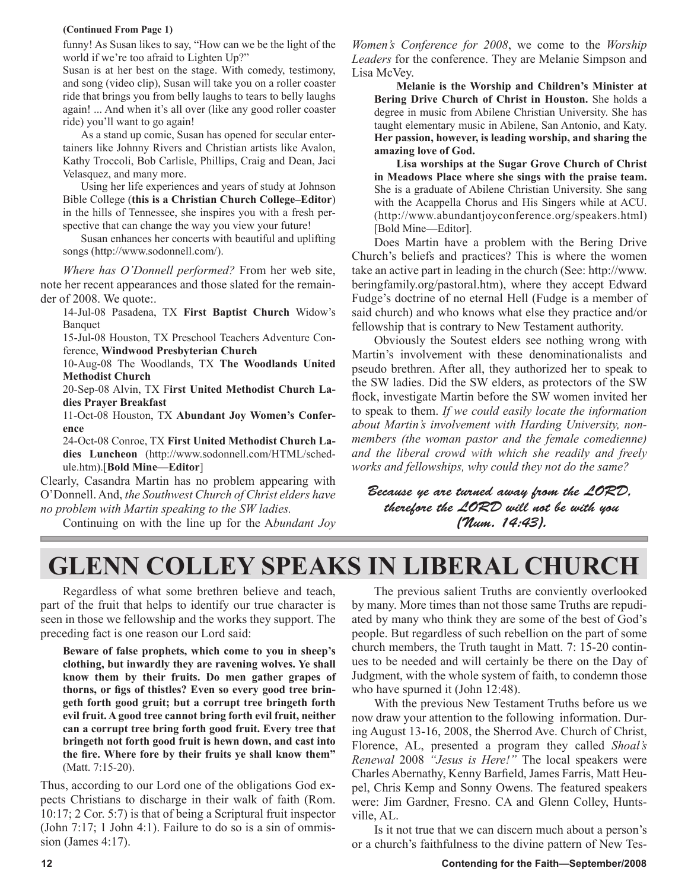**(Continued From Page 1)**

funny! As Susan likes to say, "How can we be the light of the world if we're too afraid to Lighten Up?"

Susan is at her best on the stage. With comedy, testimony, and song (video clip), Susan will take you on a roller coaster ride that brings you from belly laughs to tears to belly laughs again! ... And when it's all over (like any good roller coaster ride) you'll want to go again!

As a stand up comic, Susan has opened for secular entertainers like Johnny Rivers and Christian artists like Avalon, Kathy Troccoli, Bob Carlisle, Phillips, Craig and Dean, Jaci Velasquez, and many more.

Using her life experiences and years of study at Johnson Bible College (**this is a Christian Church College–Editor**) in the hills of Tennessee, she inspires you with a fresh perspective that can change the way you view your future!

Susan enhances her concerts with beautiful and uplifting songs (http://www.sodonnell.com/).

*Where has O'Donnell performed?* From her web site, note her recent appearances and those slated for the remainder of 2008. We quote:.

14-Jul-08 Pasadena, TX **First Baptist Church** Widow's Banquet

15-Jul-08 Houston, TX Preschool Teachers Adventure Conference, **Windwood Presbyterian Church**

10-Aug-08 The Woodlands, TX **The Woodlands United Methodist Church**

20-Sep-08 Alvin, TX F**irst United Methodist Church Ladies Prayer Breakfast**

11-Oct-08 Houston, TX **Abundant Joy Women's Conference**

24-Oct-08 Conroe, TX **First United Methodist Church Ladies Luncheon** (http://www.sodonnell.com/HTML/schedule.htm).[**Bold Mine—Editor**]

Clearly, Casandra Martin has no problem appearing with O'Donnell. And, *the Southwest Church of Christ elders have no problem with Martin speaking to the SW ladies.*

Continuing on with the line up for the A*bundant Joy Women's Conference for 2008*, we come to the *Worship Leaders* for the conference. They are Melanie Simpson and Lisa McVey.

**Melanie is the Worship and Children's Minister at Bering Drive Church of Christ in Houston.** She holds a degree in music from Abilene Christian University. She has taught elementary music in Abilene, San Antonio, and Katy. **Her passion, however, is leading worship, and sharing the amazing love of God.**

**Lisa worships at the Sugar Grove Church of Christ in Meadows Place where she sings with the praise team.** She is a graduate of Abilene Christian University. She sang with the Acappella Chorus and His Singers while at ACU. (http://www.abundantjoyconference.org/speakers.html) [Bold Mine—Editor].

Does Martin have a problem with the Bering Drive Church's beliefs and practices? This is where the women take an active part in leading in the church (See: http://www.beringfamily.org/pastoral.htm), where they accept Edward Fudge's doctrine of no eternal Hell (Fudge is a member of said church) and who knows what else they practice and/or fellowship that is contrary to New Testament authority.

Obviously the Soutest elders see nothing wrong with Martin's involvement with these denominationalists and pseudo brethren. After all, they authorized her to speak to the SW ladies. Did the SW elders, as protectors of the SW flock, investigate Martin before the SW women invited her to speak to them. *If we could easily locate the information about Martin's involvement with Harding University, non-members (the woman pastor and the female comedienne) and the liberal crowd with which she readily and freely works and fellowships, why could they not do the same?*

*Because ye are turned away from the LORD, therefore the LORD will not be with you (Num. 14:43).*

# GLENN COLLEY SPEAKS IN LIBERAL CHURCH

Regardless of what some brethren believe and teach, part of the fruit that helps to identify our true character is seen in those we fellowship and the works they support. The preceding fact is one reason our Lord said:

**Beware of false prophets, which come to you in sheep's clothing, but inwardly they are ravening wolves. Ye shall know them by their fruits. Do men gather grapes of thorns, or figs of thistles? Even so every good tree bringeth forth good gruit; but a corrupt tree bringeth forth evil fruit. A good tree cannot bring forth evil fruit, neither can a corrupt tree bring forth good fruit. Every tree that bringeth not forth good fruit is hewn down, and cast into the fire. Where fore by their fruits ye shall know them"** (Matt. 7:15-20).

Thus, according to our Lord one of the obligations God expects Christians to discharge in their walk of faith (Rom. 10:17; 2 Cor. 5:7) is that of being a Scriptural fruit inspector (John 7:17; 1 John 4:1). Failure to do so is a sin of ommission (James 4:17).

The previous salient Truths are conviently overlooked by many. More times than not those same Truths are repudiated by many who think they are some of the best of God's people. But regardless of such rebellion on the part of some church members, the Truth taught in Matt. 7: 15-20 continues to be needed and will certainly be there on the Day of Judgment, with the whole system of faith, to condemn those who have spurned it (John 12:48).

With the previous New Testament Truths before us we now draw your attention to the following information. During August 13-16, 2008, the Sherrod Ave. Church of Christ, Florence, AL, presented a program they called *Shoal's Renewal* 2008 *"Jesus is Here!"* The local speakers were Charles Abernathy, Kenny Barfield, James Farris, Matt Heupel, Chris Kemp and Sonny Owens. The featured speakers were: Jim Gardner, Fresno. CA and Glenn Colley, Huntsville, AL.

Is it not true that we can discern much about a person's or a church's faithfulness to the divine pattern of New Tes-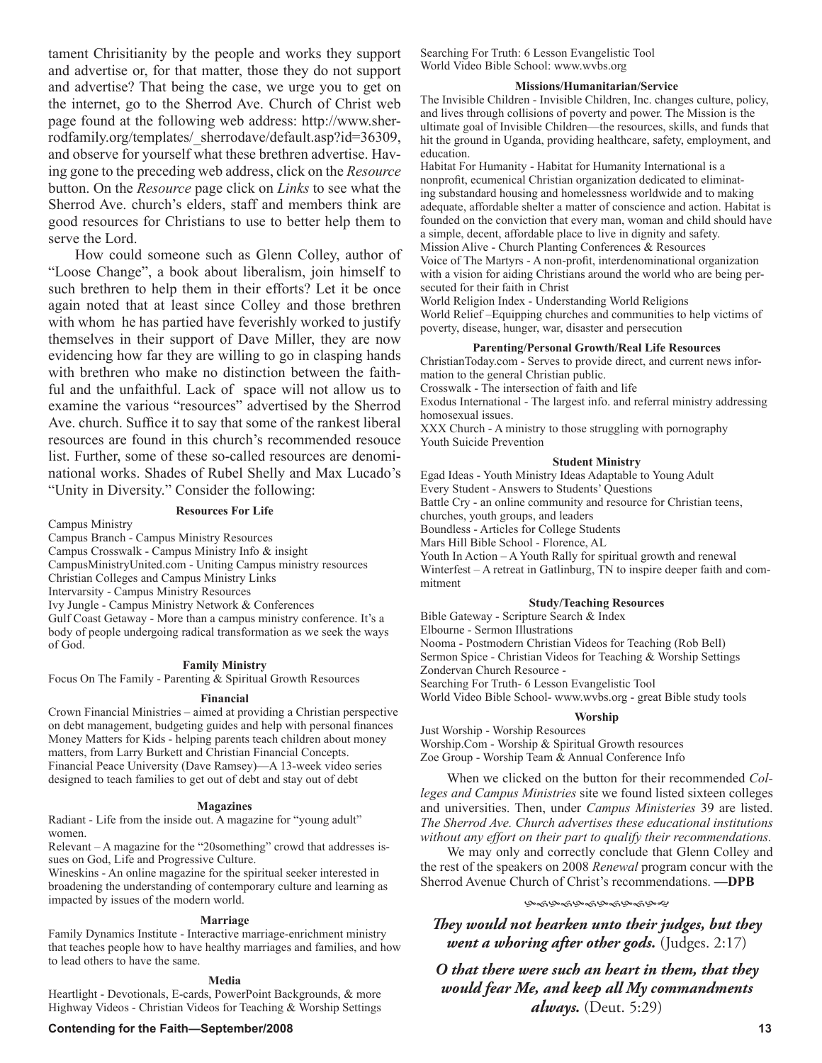tament Chrisitianity by the people and works they support and advertise or, for that matter, those they do not support and advertise? That being the case, we urge you to get on the internet, go to the Sherrod Ave. Church of Christ web page found at the following web address: http://www.sherrodfamily.org/templates/_sherrodave/default.asp?id=36309, and observe for yourself what these brethren advertise. Having gone to the preceding web address, click on the *Resource* button. On the *Resource* page click on *Links* to see what the Sherrod Ave. church's elders, staff and members think are good resources for Christians to use to better help them to serve the Lord.

How could someone such as Glenn Colley, author of "Loose Change", a book about liberalism, join himself to such brethren to help them in their efforts? Let it be once again noted that at least since Colley and those brethren with whom he has partied have feverishly worked to justify themselves in their support of Dave Miller, they are now evidencing how far they are willing to go in clasping hands with brethren who make no distinction between the faithful and the unfaithful. Lack of space will not allow us to examine the various "resources" advertised by the Sherrod Ave. church. Suffice it to say that some of the rankest liberal resources are found in this church's recommended resouce list. Further, some of these so-called resources are denominational works. Shades of Rubel Shelly and Max Lucado's "Unity in Diversity." Consider the following:

**Resources For Life**

Campus Ministry
Campus Branch - Campus Ministry Resources
Campus Crosswalk - Campus Ministry Info & insight
CampusMinistryUnited.com - Uniting Campus ministry resources
Christian Colleges and Campus Ministry Links
Intervarsity - Campus Ministry Resources
Ivy Jungle - Campus Ministry Network & Conferences
Gulf Coast Getaway - More than a campus ministry conference. It's a body of people undergoing radical transformation as we seek the ways of God.

**Family Ministry**

Focus On The Family - Parenting & Spiritual Growth Resources

**Financial**

Crown Financial Ministries – aimed at providing a Christian perspective on debt management, budgeting guides and help with personal finances
Money Matters for Kids - helping parents teach children about money matters, from Larry Burkett and Christian Financial Concepts.
Financial Peace University (Dave Ramsey)—A 13-week video series designed to teach families to get out of debt and stay out of debt

**Magazines**

Radiant - Life from the inside out. A magazine for "young adult" women.
Relevant – A magazine for the "20something" crowd that addresses issues on God, Life and Progressive Culture.
Wineskins - An online magazine for the spiritual seeker interested in broadening the understanding of contemporary culture and learning as impacted by issues of the modern world.

**Marriage**

Family Dynamics Institute - Interactive marriage-enrichment ministry that teaches people how to have healthy marriages and families, and how to lead others to have the same.

**Media**

Heartlight - Devotionals, E-cards, PowerPoint Backgrounds, & more
Highway Videos - Christian Videos for Teaching & Worship Settings
Searching For Truth: 6 Lesson Evangelistic Tool
World Video Bible School: www.wvbs.org

**Missions/Humanitarian/Service**

The Invisible Children - Invisible Children, Inc. changes culture, policy, and lives through collisions of poverty and power. The Mission is the ultimate goal of Invisible Children—the resources, skills, and funds that hit the ground in Uganda, providing healthcare, safety, employment, and education.
Habitat For Humanity - Habitat for Humanity International is a nonprofit, ecumenical Christian organization dedicated to eliminating substandard housing and homelessness worldwide and to making adequate, affordable shelter a matter of conscience and action. Habitat is founded on the conviction that every man, woman and child should have a simple, decent, affordable place to live in dignity and safety.
Mission Alive - Church Planting Conferences & Resources
Voice of The Martyrs - A non-profit, interdenominational organization with a vision for aiding Christians around the world who are being persecuted for their faith in Christ
World Religion Index - Understanding World Religions
World Relief –Equipping churches and communities to help victims of poverty, disease, hunger, war, disaster and persecution

**Parenting/Personal Growth/Real Life Resources**

ChristianToday.com - Serves to provide direct, and current news information to the general Christian public.
Crosswalk - The intersection of faith and life
Exodus International - The largest info. and referral ministry addressing homosexual issues.
XXX Church - A ministry to those struggling with pornography
Youth Suicide Prevention

**Student Ministry**

Egad Ideas - Youth Ministry Ideas Adaptable to Young Adult
Every Student - Answers to Students' Questions
Battle Cry - an online community and resource for Christian teens, churches, youth groups, and leaders
Boundless - Articles for College Students
Mars Hill Bible School - Florence, AL
Youth In Action – A Youth Rally for spiritual growth and renewal
Winterfest – A retreat in Gatlinburg, TN to inspire deeper faith and commitment

**Study/Teaching Resources**

Bible Gateway - Scripture Search & Index
Elbourne - Sermon Illustrations
Nooma - Postmodern Christian Videos for Teaching (Rob Bell)
Sermon Spice - Christian Videos for Teaching & Worship Settings
Zondervan Church Resource -
Searching For Truth- 6 Lesson Evangelistic Tool
World Video Bible School- www.wvbs.org - great Bible study tools

**Worship**

Just Worship - Worship Resources
Worship.Com - Worship & Spiritual Growth resources
Zoe Group - Worship Team & Annual Conference Info

When we clicked on the button for their recommended *Colleges and Campus Ministries* site we found listed sixteen colleges and universities. Then, under *Campus Ministeries* 39 are listed. *The Sherrod Ave. Church advertises these educational institutions without any effort on their part to qualify their recommendations.*

We may only and correctly conclude that Glenn Colley and the rest of the speakers on 2008 *Renewal* program concur with the Sherrod Avenue Church of Christ's recommendations. **—DPB**

***They would not hearken unto their judges, but they went a whoring after other gods.*** (Judges. 2:17)

***O that there were such an heart in them, that they would fear Me, and keep all My commandments always.*** (Deut. 5:29)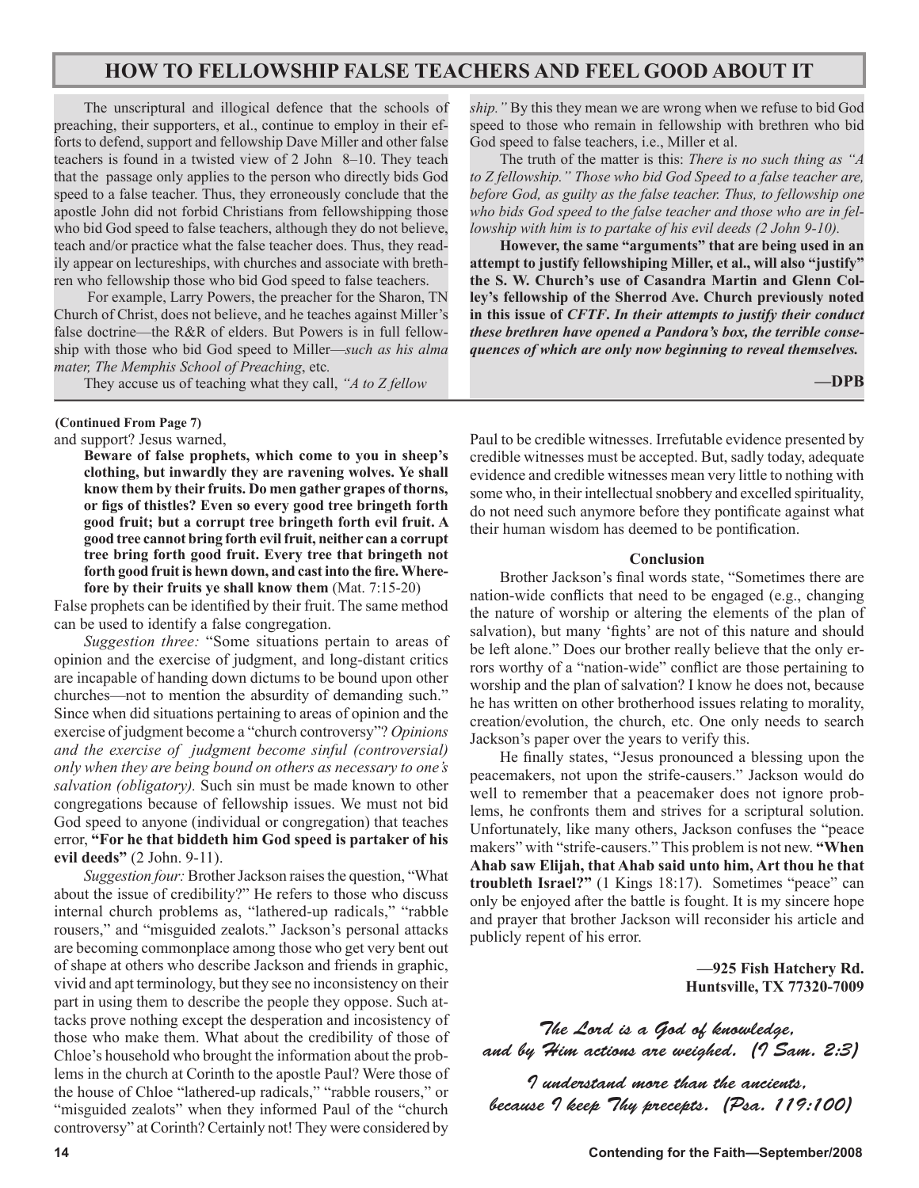## HOW TO FELLOWSHIP FALSE TEACHERS AND FEEL GOOD ABOUT IT

The unscriptural and illogical defence that the schools of preaching, their supporters, et al., continue to employ in their efforts to defend, support and fellowship Dave Miller and other false teachers is found in a twisted view of 2 John 8–10. They teach that the passage only applies to the person who directly bids God speed to a false teacher. Thus, they erroneously conclude that the apostle John did not forbid Christians from fellowshipping those who bid God speed to false teachers, although they do not believe, teach and/or practice what the false teacher does. Thus, they readily appear on lectureships, with churches and associate with brethren who fellowship those who bid God speed to false teachers.

For example, Larry Powers, the preacher for the Sharon, TN Church of Christ, does not believe, and he teaches against Miller's false doctrine—the R&R of elders. But Powers is in full fellowship with those who bid God speed to Miller—*such as his alma mater, The Memphis School of Preaching*, etc.

They accuse us of teaching what they call, *"A to Z fellowship."* By this they mean we are wrong when we refuse to bid God speed to those who remain in fellowship with brethren who bid God speed to false teachers, i.e., Miller et al.

The truth of the matter is this: *There is no such thing as "A to Z fellowship." Those who bid God Speed to a false teacher are, before God, as guilty as the false teacher. Thus, to fellowship one who bids God speed to the false teacher and those who are in fellowship with him is to partake of his evil deeds (2 John 9-10).*

**However, the same "arguments" that are being used in an attempt to justify fellowshiping Miller, et al., will also "justify" the S. W. Church's use of Casandra Martin and Glenn Colley's fellowship of the Sherrod Ave. Church previously noted in this issue of *CFTF*. *In their attempts to justify their conduct these brethren have opened a Pandora's box, the terrible consequences of which are only now beginning to reveal themselves.***

**—DPB**

---

**(Continued From Page 7)**

and support? Jesus warned,

> **Beware of false prophets, which come to you in sheep's clothing, but inwardly they are ravening wolves. Ye shall know them by their fruits. Do men gather grapes of thorns, or figs of thistles? Even so every good tree bringeth forth good fruit; but a corrupt tree bringeth forth evil fruit. A good tree cannot bring forth evil fruit, neither can a corrupt tree bring forth good fruit. Every tree that bringeth not forth good fruit is hewn down, and cast into the fire. Wherefore by their fruits ye shall know them** (Mat. 7:15-20)

False prophets can be identified by their fruit. The same method can be used to identify a false congregation.

*Suggestion three:* "Some situations pertain to areas of opinion and the exercise of judgment, and long-distant critics are incapable of handing down dictums to be bound upon other churches—not to mention the absurdity of demanding such." Since when did situations pertaining to areas of opinion and the exercise of judgment become a "church controversy"? *Opinions and the exercise of judgment become sinful (controversial) only when they are being bound on others as necessary to one's salvation (obligatory).* Such sin must be made known to other congregations because of fellowship issues. We must not bid God speed to anyone (individual or congregation) that teaches error, **"For he that biddeth him God speed is partaker of his evil deeds"** (2 John. 9-11).

*Suggestion four:* Brother Jackson raises the question, "What about the issue of credibility?" He refers to those who discuss internal church problems as, "lathered-up radicals," "rabble rousers," and "misguided zealots." Jackson's personal attacks are becoming commonplace among those who get very bent out of shape at others who describe Jackson and friends in graphic, vivid and apt terminology, but they see no inconsistency on their part in using them to describe the people they oppose. Such attacks prove nothing except the desperation and incosistency of those who make them. What about the credibility of those of Chloe's household who brought the information about the problems in the church at Corinth to the apostle Paul? Were those of the house of Chloe "lathered-up radicals," "rabble rousers," or "misguided zealots" when they informed Paul of the "church controversy" at Corinth? Certainly not! They were considered by Paul to be credible witnesses. Irrefutable evidence presented by credible witnesses must be accepted. But, sadly today, adequate evidence and credible witnesses mean very little to nothing with some who, in their intellectual snobbery and excelled spirituality, do not need such anymore before they pontificate against what their human wisdom has deemed to be pontification.

### Conclusion

Brother Jackson's final words state, "Sometimes there are nation-wide conflicts that need to be engaged (e.g., changing the nature of worship or altering the elements of the plan of salvation), but many 'fights' are not of this nature and should be left alone." Does our brother really believe that the only errors worthy of a "nation-wide" conflict are those pertaining to worship and the plan of salvation? I know he does not, because he has written on other brotherhood issues relating to morality, creation/evolution, the church, etc. One only needs to search Jackson's paper over the years to verify this.

He finally states, "Jesus pronounced a blessing upon the peacemakers, not upon the strife-causers." Jackson would do well to remember that a peacemaker does not ignore problems, he confronts them and strives for a scriptural solution. Unfortunately, like many others, Jackson confuses the "peace makers" with "strife-causers." This problem is not new. **"When Ahab saw Elijah, that Ahab said unto him, Art thou he that troubleth Israel?"** (1 Kings 18:17). Sometimes "peace" can only be enjoyed after the battle is fought. It is my sincere hope and prayer that brother Jackson will reconsider his article and publicly repent of his error.

**—925 Fish Hatchery Rd.**
**Huntsville, TX 77320-7009**

*The Lord is a God of knowledge, and by Him actions are weighed. (1 Sam. 2:3)*

*I understand more than the ancients, because I keep Thy precepts. (Psa. 119:100)*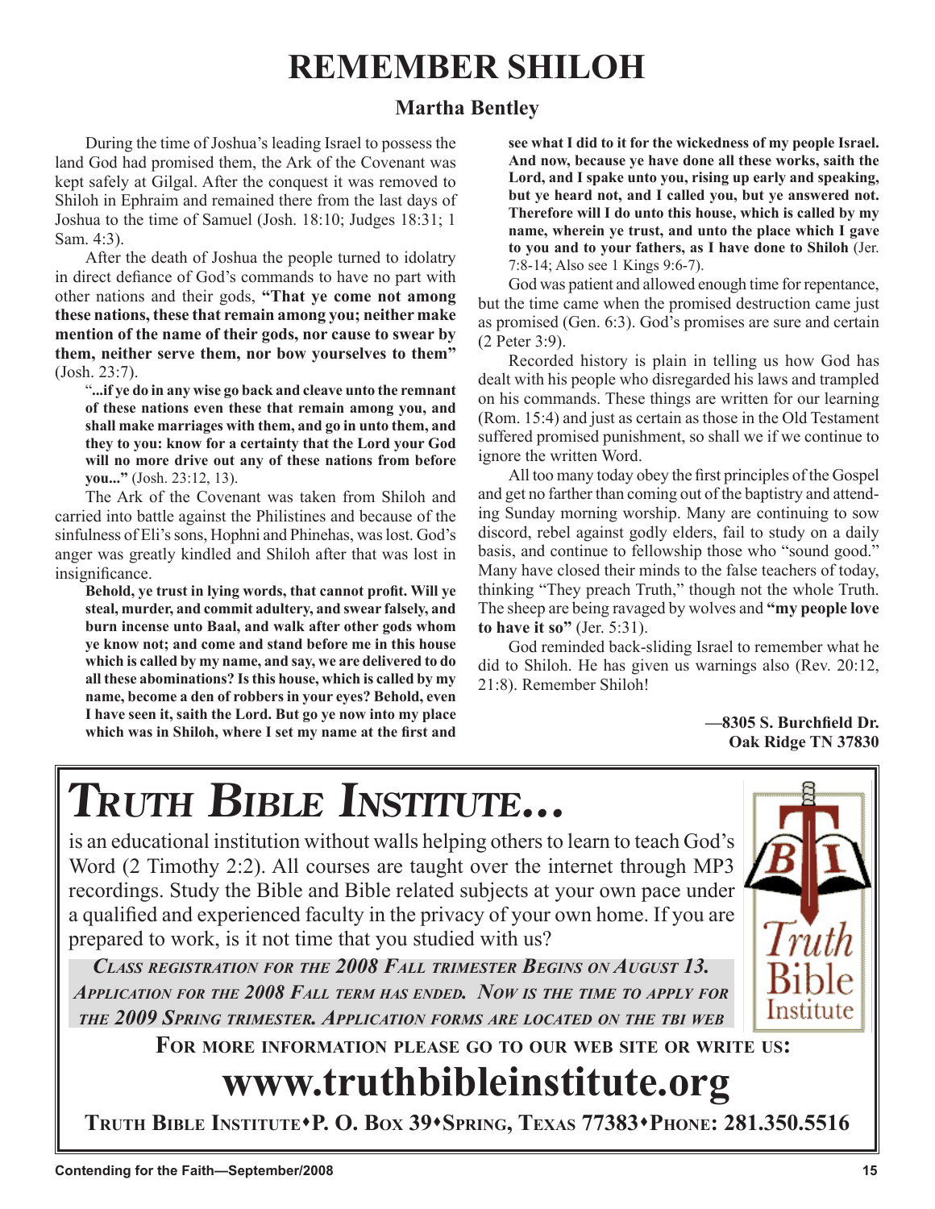# REMEMBER SHILOH

**Martha Bentley**

During the time of Joshua's leading Israel to possess the land God had promised them, the Ark of the Covenant was kept safely at Gilgal. After the conquest it was removed to Shiloh in Ephraim and remained there from the last days of Joshua to the time of Samuel (Josh. 18:10; Judges 18:31; 1 Sam. 4:3).

After the death of Joshua the people turned to idolatry in direct defiance of God's commands to have no part with other nations and their gods, **"That ye come not among these nations, these that remain among you; neither make mention of the name of their gods, nor cause to swear by them, neither serve them, nor bow yourselves to them"** (Josh. 23:7).

> "**...if ye do in any wise go back and cleave unto the remnant of these nations even these that remain among you, and shall make marriages with them, and go in unto them, and they to you: know for a certainty that the Lord your God will no more drive out any of these nations from before you..."** (Josh. 23:12, 13).

The Ark of the Covenant was taken from Shiloh and carried into battle against the Philistines and because of the sinfulness of Eli's sons, Hophni and Phinehas, was lost. God's anger was greatly kindled and Shiloh after that was lost in insignificance.

> **Behold, ye trust in lying words, that cannot profit. Will ye steal, murder, and commit adultery, and swear falsely, and burn incense unto Baal, and walk after other gods whom ye know not; and come and stand before me in this house which is called by my name, and say, we are delivered to do all these abominations? Is this house, which is called by my name, become a den of robbers in your eyes? Behold, even I have seen it, saith the Lord. But go ye now into my place which was in Shiloh, where I set my name at the first and see what I did to it for the wickedness of my people Israel. And now, because ye have done all these works, saith the Lord, and I spake unto you, rising up early and speaking, but ye heard not, and I called you, but ye answered not. Therefore will I do unto this house, which is called by my name, wherein ye trust, and unto the place which I gave to you and to your fathers, as I have done to Shiloh** (Jer. 7:8-14; Also see 1 Kings 9:6-7).

God was patient and allowed enough time for repentance, but the time came when the promised destruction came just as promised (Gen. 6:3). God's promises are sure and certain (2 Peter 3:9).

Recorded history is plain in telling us how God has dealt with his people who disregarded his laws and trampled on his commands. These things are written for our learning (Rom. 15:4) and just as certain as those in the Old Testament suffered promised punishment, so shall we if we continue to ignore the written Word.

All too many today obey the first principles of the Gospel and get no farther than coming out of the baptistry and attending Sunday morning worship. Many are continuing to sow discord, rebel against godly elders, fail to study on a daily basis, and continue to fellowship those who "sound good." Many have closed their minds to the false teachers of today, thinking "They preach Truth," though not the whole Truth. The sheep are being ravaged by wolves and **"my people love to have it so"** (Jer. 5:31).

God reminded back-sliding Israel to remember what he did to Shiloh. He has given us warnings also (Rev. 20:12, 21:8). Remember Shiloh!

**—8305 S. Burchfield Dr.**
**Oak Ridge TN 37830**

---

# *TRUTH BIBLE INSTITUTE...*

is an educational institution without walls helping others to learn to teach God's Word (2 Timothy 2:2). All courses are taught over the internet through MP3 recordings. Study the Bible and Bible related subjects at your own pace under a qualified and experienced faculty in the privacy of your own home. If you are prepared to work, is it not time that you studied with us?

***Class registration for the 2008 Fall trimester begins on August 13. Application for the 2008 Fall term has ended. Now is the time to apply for the 2009 Spring trimester. Application forms are located on the TBI web***

Truth Bible Institute

**For more information please go to our web site or write us:**

## www.truthbibleinstitute.org

**Truth Bible Institute•P. O. Box 39•Spring, Texas 77383•Phone: 281.350.5516**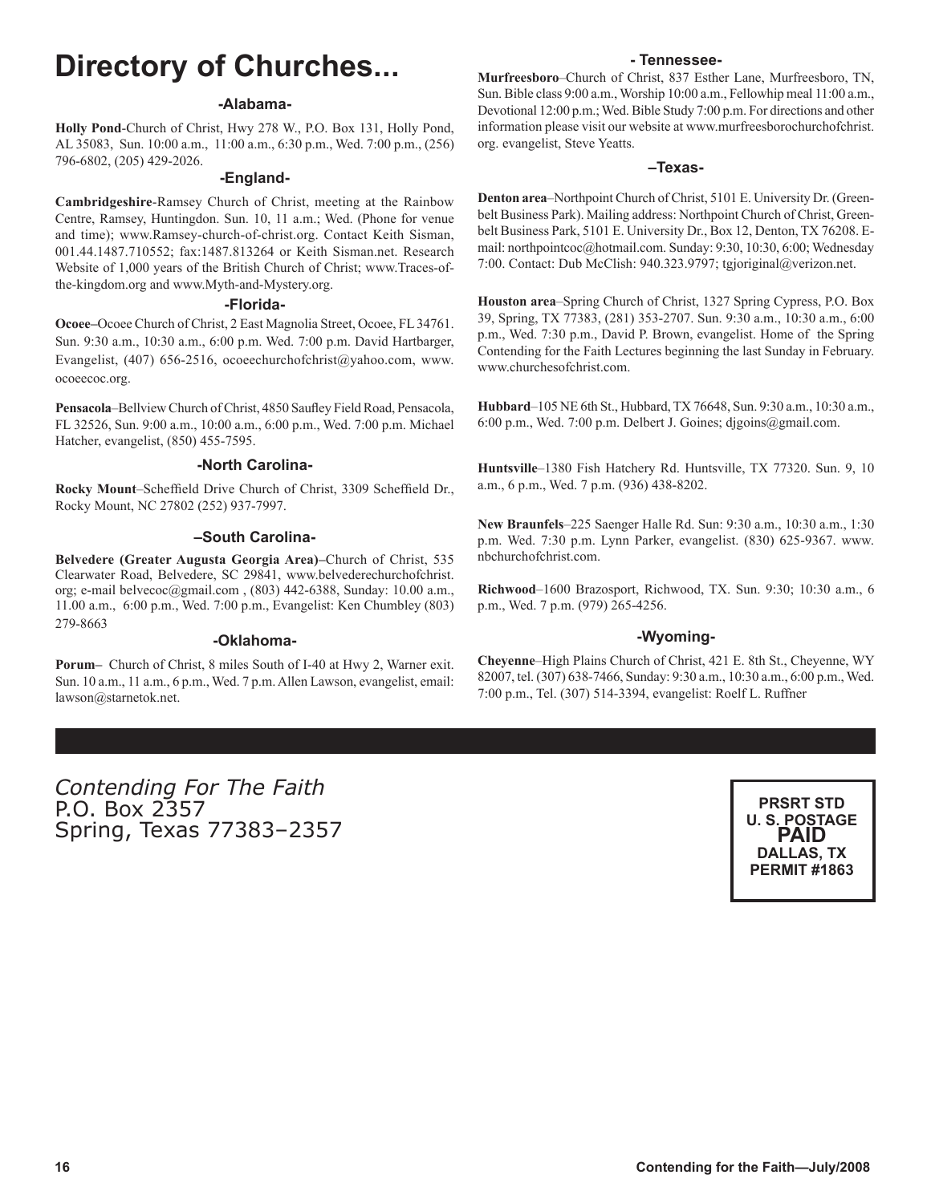# Directory of Churches...

### -Alabama-

**Holly Pond**-Church of Christ, Hwy 278 W., P.O. Box 131, Holly Pond, AL 35083, Sun. 10:00 a.m., 11:00 a.m., 6:30 p.m., Wed. 7:00 p.m., (256) 796-6802, (205) 429-2026.

### -England-

**Cambridgeshire**-Ramsey Church of Christ, meeting at the Rainbow Centre, Ramsey, Huntingdon. Sun. 10, 11 a.m.; Wed. (Phone for venue and time); www.Ramsey-church-of-christ.org. Contact Keith Sisman, 001.44.1487.710552; fax:1487.813264 or Keith Sisman.net. Research Website of 1,000 years of the British Church of Christ; www.Traces-of-the-kingdom.org and www.Myth-and-Mystery.org.

### -Florida-

**Ocoee–**Ocoee Church of Christ, 2 East Magnolia Street, Ocoee, FL 34761. Sun. 9:30 a.m., 10:30 a.m., 6:00 p.m. Wed. 7:00 p.m. David Hartbarger, Evangelist, (407) 656-2516, ocoeechurchofchrist@yahoo.com, www.ocoeecoc.org.

**Pensacola**–Bellview Church of Christ, 4850 Saufley Field Road, Pensacola, FL 32526, Sun. 9:00 a.m., 10:00 a.m., 6:00 p.m., Wed. 7:00 p.m. Michael Hatcher, evangelist, (850) 455-7595.

### -North Carolina-

**Rocky Mount**–Scheffield Drive Church of Christ, 3309 Scheffield Dr., Rocky Mount, NC 27802 (252) 937-7997.

### –South Carolina-

**Belvedere (Greater Augusta Georgia Area)–**Church of Christ, 535 Clearwater Road, Belvedere, SC 29841, www.belvederechurchofchrist.org; e-mail belvecoc@gmail.com , (803) 442-6388, Sunday: 10.00 a.m., 11.00 a.m., 6:00 p.m., Wed. 7:00 p.m., Evangelist: Ken Chumbley (803) 279-8663

### -Oklahoma-

**Porum–** Church of Christ, 8 miles South of I-40 at Hwy 2, Warner exit. Sun. 10 a.m., 11 a.m., 6 p.m., Wed. 7 p.m. Allen Lawson, evangelist, email: lawson@starnetok.net.

### - Tennessee-

**Murfreesboro**–Church of Christ, 837 Esther Lane, Murfreesboro, TN, Sun. Bible class 9:00 a.m., Worship 10:00 a.m., Fellowhip meal 11:00 a.m., Devotional 12:00 p.m.; Wed. Bible Study 7:00 p.m. For directions and other information please visit our website at www.murfreesborochurchofchrist.org. evangelist, Steve Yeatts.

### –Texas-

**Denton area**–Northpoint Church of Christ, 5101 E. University Dr. (Greenbelt Business Park). Mailing address: Northpoint Church of Christ, Greenbelt Business Park, 5101 E. University Dr., Box 12, Denton, TX 76208. E-mail: northpointcoc@hotmail.com. Sunday: 9:30, 10:30, 6:00; Wednesday 7:00. Contact: Dub McClish: 940.323.9797; tgjoriginal@verizon.net.

**Houston area**–Spring Church of Christ, 1327 Spring Cypress, P.O. Box 39, Spring, TX 77383, (281) 353-2707. Sun. 9:30 a.m., 10:30 a.m., 6:00 p.m., Wed. 7:30 p.m., David P. Brown, evangelist. Home of the Spring Contending for the Faith Lectures beginning the last Sunday in February. www.churchesofchrist.com.

**Hubbard**–105 NE 6th St., Hubbard, TX 76648, Sun. 9:30 a.m., 10:30 a.m., 6:00 p.m., Wed. 7:00 p.m. Delbert J. Goines; djgoins@gmail.com.

**Huntsville**–1380 Fish Hatchery Rd. Huntsville, TX 77320. Sun. 9, 10 a.m., 6 p.m., Wed. 7 p.m. (936) 438-8202.

**New Braunfels**–225 Saenger Halle Rd. Sun: 9:30 a.m., 10:30 a.m., 1:30 p.m. Wed. 7:30 p.m. Lynn Parker, evangelist. (830) 625-9367. www.nbchurchofchrist.com.

**Richwood**–1600 Brazosport, Richwood, TX. Sun. 9:30; 10:30 a.m., 6 p.m., Wed. 7 p.m. (979) 265-4256.

### -Wyoming-

**Cheyenne**–High Plains Church of Christ, 421 E. 8th St., Cheyenne, WY 82007, tel. (307) 638-7466, Sunday: 9:30 a.m., 10:30 a.m., 6:00 p.m., Wed. 7:00 p.m., Tel. (307) 514-3394, evangelist: Roelf L. Ruffner

---

*Contending For The Faith*
P.O. Box 2357
Spring, Texas 77383–2357

**PRSRT STD**
**U. S. POSTAGE**
**PAID**
**DALLAS, TX**
**PERMIT #1863**